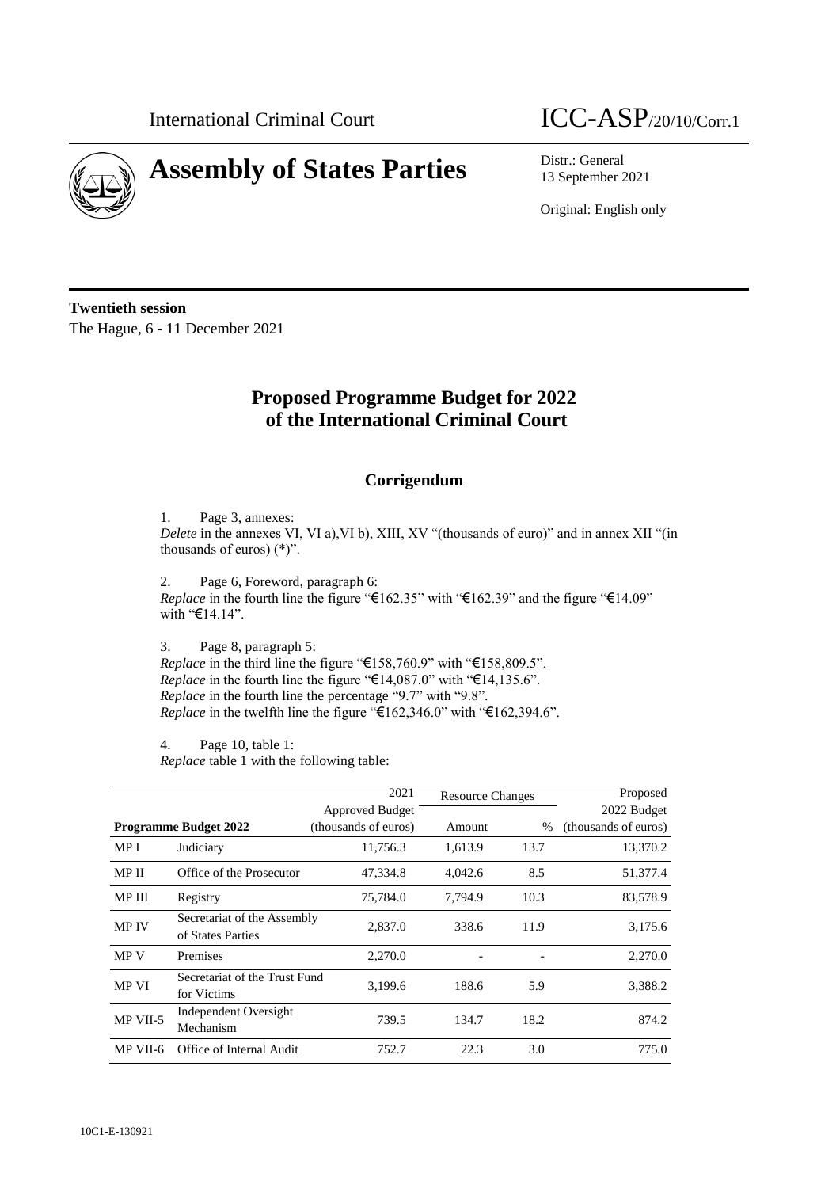International Criminal Court

# ICC-ASP/20/10/Corr.1

# Assembly of States Parties

Distr.: General
13 September 2021

Original: English only

**Twentieth session**
The Hague, 6 - 11 December 2021

## Proposed Programme Budget for 2022 of the International Criminal Court

### Corrigendum

1. Page 3, annexes:
*Delete* in the annexes VI, VI a),VI b), XIII, XV "(thousands of euro)" and in annex XII "(in thousands of euros) (*)".

2. Page 6, Foreword, paragraph 6:
*Replace* in the fourth line the figure "€162.35" with "€162.39" and the figure "€14.09" with "€14.14".

3. Page 8, paragraph 5:
*Replace* in the third line the figure "€158,760.9" with "€158,809.5".
*Replace* in the fourth line the figure "€14,087.0" with "€14,135.6".
*Replace* in the fourth line the percentage "9.7" with "9.8".
*Replace* in the twelfth line the figure "€162,346.0" with "€162,394.6".

4. Page 10, table 1:
*Replace* table 1 with the following table:

| Programme Budget 2022 | | 2021 Approved Budget (thousands of euros) | Resource Changes | | Proposed 2022 Budget (thousands of euros) |
|---|---|---|---|---|---|
| | | | Amount | % | |
| MP I | Judiciary | 11,756.3 | 1,613.9 | 13.7 | 13,370.2 |
| MP II | Office of the Prosecutor | 47,334.8 | 4,042.6 | 8.5 | 51,377.4 |
| MP III | Registry | 75,784.0 | 7,794.9 | 10.3 | 83,578.9 |
| MP IV | Secretariat of the Assembly of States Parties | 2,837.0 | 338.6 | 11.9 | 3,175.6 |
| MP V | Premises | 2,270.0 | - | - | 2,270.0 |
| MP VI | Secretariat of the Trust Fund for Victims | 3,199.6 | 188.6 | 5.9 | 3,388.2 |
| MP VII-5 | Independent Oversight Mechanism | 739.5 | 134.7 | 18.2 | 874.2 |
| MP VII-6 | Office of Internal Audit | 752.7 | 22.3 | 3.0 | 775.0 |

10C1-E-130921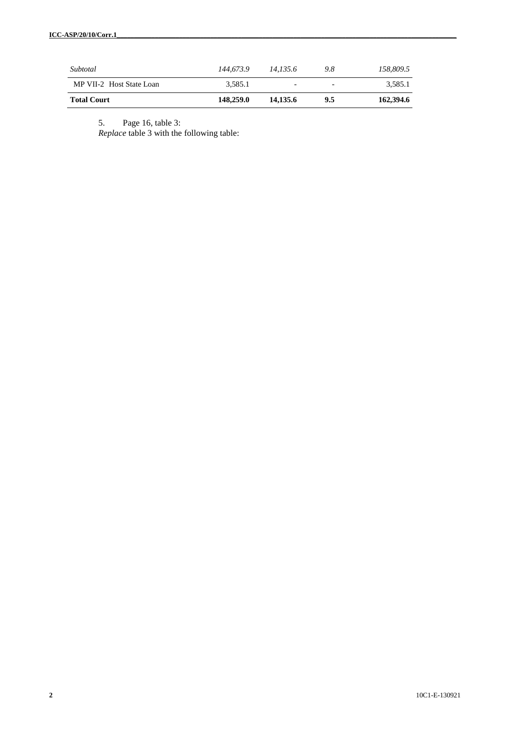| | | | | |
|---|---|---|---|---|
| *Subtotal* | *144,673.9* | *14,135.6* | *9.8* | *158,809.5* |
| MP VII-2 Host State Loan | 3,585.1 | - | - | 3,585.1 |
| **Total Court** | **148,259.0** | **14,135.6** | **9.5** | **162,394.6** |

5. Page 16, table 3:
*Replace* table 3 with the following table: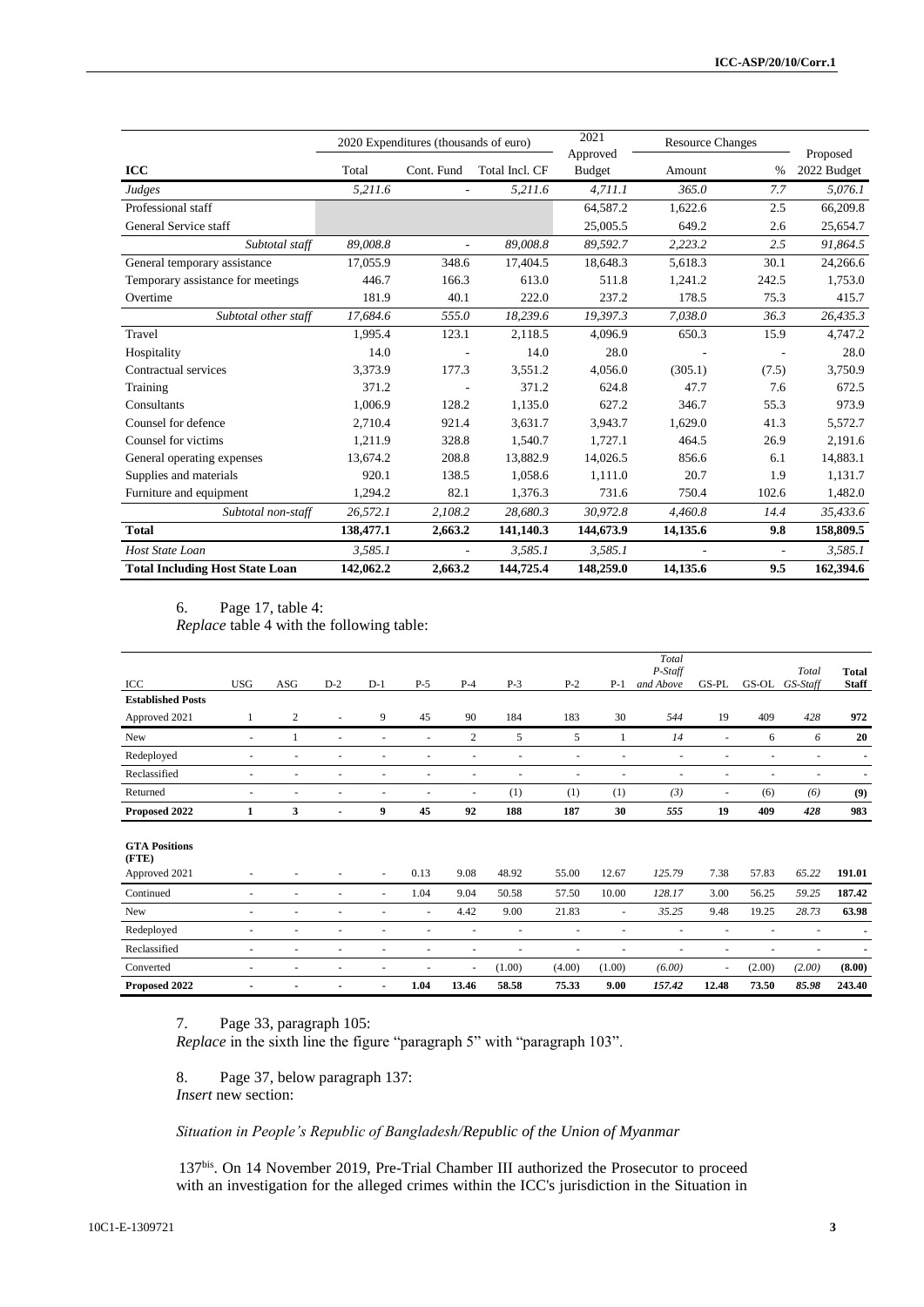| ICC | 2020 Expenditures (thousands of euro) | | | 2021 Approved Budget | Resource Changes | | Proposed 2022 Budget |
|---|---|---|---|---|---|---|---|
| | Total | Cont. Fund | Total Incl. CF | | Amount | % | |
| *Judges* | *5,211.6* | - | *5,211.6* | *4,711.1* | *365.0* | *7.7* | *5,076.1* |
| Professional staff | | | | 64,587.2 | 1,622.6 | 2.5 | 66,209.8 |
| General Service staff | | | | 25,005.5 | 649.2 | 2.6 | 25,654.7 |
| *Subtotal staff* | *89,008.8* | - | *89,008.8* | *89,592.7* | *2,223.2* | *2.5* | *91,864.5* |
| General temporary assistance | 17,055.9 | 348.6 | 17,404.5 | 18,648.3 | 5,618.3 | 30.1 | 24,266.6 |
| Temporary assistance for meetings | 446.7 | 166.3 | 613.0 | 511.8 | 1,241.2 | 242.5 | 1,753.0 |
| Overtime | 181.9 | 40.1 | 222.0 | 237.2 | 178.5 | 75.3 | 415.7 |
| *Subtotal other staff* | *17,684.6* | *555.0* | *18,239.6* | *19,397.3* | *7,038.0* | *36.3* | *26,435.3* |
| Travel | 1,995.4 | 123.1 | 2,118.5 | 4,096.9 | 650.3 | 15.9 | 4,747.2 |
| Hospitality | 14.0 | - | 14.0 | 28.0 | - | - | 28.0 |
| Contractual services | 3,373.9 | 177.3 | 3,551.2 | 4,056.0 | (305.1) | (7.5) | 3,750.9 |
| Training | 371.2 | - | 371.2 | 624.8 | 47.7 | 7.6 | 672.5 |
| Consultants | 1,006.9 | 128.2 | 1,135.0 | 627.2 | 346.7 | 55.3 | 973.9 |
| Counsel for defence | 2,710.4 | 921.4 | 3,631.7 | 3,943.7 | 1,629.0 | 41.3 | 5,572.7 |
| Counsel for victims | 1,211.9 | 328.8 | 1,540.7 | 1,727.1 | 464.5 | 26.9 | 2,191.6 |
| General operating expenses | 13,674.2 | 208.8 | 13,882.9 | 14,026.5 | 856.6 | 6.1 | 14,883.1 |
| Supplies and materials | 920.1 | 138.5 | 1,058.6 | 1,111.0 | 20.7 | 1.9 | 1,131.7 |
| Furniture and equipment | 1,294.2 | 82.1 | 1,376.3 | 731.6 | 750.4 | 102.6 | 1,482.0 |
| *Subtotal non-staff* | *26,572.1* | *2,108.2* | *28,680.3* | *30,972.8* | *4,460.8* | *14.4* | *35,433.6* |
| **Total** | **138,477.1** | **2,663.2** | **141,140.3** | **144,673.9** | **14,135.6** | **9.8** | **158,809.5** |
| *Host State Loan* | *3,585.1* | - | *3,585.1* | *3,585.1* | - | - | *3,585.1* |
| **Total Including Host State Loan** | **142,062.2** | **2,663.2** | **144,725.4** | **148,259.0** | **14,135.6** | **9.5** | **162,394.6** |

6. Page 17, table 4:
*Replace* table 4 with the following table:

| ICC | USG | ASG | D-2 | D-1 | P-5 | P-4 | P-3 | P-2 | P-1 | *Total P-Staff and Above* | GS-PL | GS-OL | *Total GS-Staff* | **Total Staff** |
|---|---|---|---|---|---|---|---|---|---|---|---|---|---|---|
| **Established Posts** | | | | | | | | | | | | | | |
| Approved 2021 | 1 | 2 | - | 9 | 45 | 90 | 184 | 183 | 30 | *544* | 19 | 409 | *428* | **972** |
| New | - | 1 | - | - | - | 2 | 5 | 5 | 1 | *14* | - | 6 | *6* | **20** |
| Redeployed | - | - | - | - | - | - | - | - | - | - | - | - | - | - |
| Reclassified | - | - | - | - | - | - | - | - | - | - | - | - | - | - |
| Returned | - | - | - | - | - | - | (1) | (1) | (1) | *(3)* | - | (6) | *(6)* | **(9)** |
| **Proposed 2022** | **1** | **3** | **-** | **9** | **45** | **92** | **188** | **187** | **30** | *555* | **19** | **409** | *428* | **983** |
| **GTA Positions (FTE)** | | | | | | | | | | | | | | |
| Approved 2021 | - | - | - | - | 0.13 | 9.08 | 48.92 | 55.00 | 12.67 | *125.79* | 7.38 | 57.83 | *65.22* | **191.01** |
| Continued | - | - | - | - | 1.04 | 9.04 | 50.58 | 57.50 | 10.00 | *128.17* | 3.00 | 56.25 | *59.25* | **187.42** |
| New | - | - | - | - | - | 4.42 | 9.00 | 21.83 | - | *35.25* | 9.48 | 19.25 | *28.73* | **63.98** |
| Redeployed | - | - | - | - | - | - | - | - | - | - | - | - | - | - |
| Reclassified | - | - | - | - | - | - | - | - | - | - | - | - | - | - |
| Converted | - | - | - | - | - | - | (1.00) | (4.00) | (1.00) | *(6.00)* | - | (2.00) | *(2.00)* | **(8.00)** |
| **Proposed 2022** | **-** | **-** | **-** | **-** | **1.04** | **13.46** | **58.58** | **75.33** | **9.00** | *157.42* | **12.48** | **73.50** | *85.98* | **243.40** |

7. Page 33, paragraph 105:
*Replace* in the sixth line the figure "paragraph 5" with "paragraph 103".

8. Page 37, below paragraph 137:
*Insert* new section:

*Situation in People's Republic of Bangladesh/Republic of the Union of Myanmar*

137[bis]. On 14 November 2019, Pre-Trial Chamber III authorized the Prosecutor to proceed with an investigation for the alleged crimes within the ICC's jurisdiction in the Situation in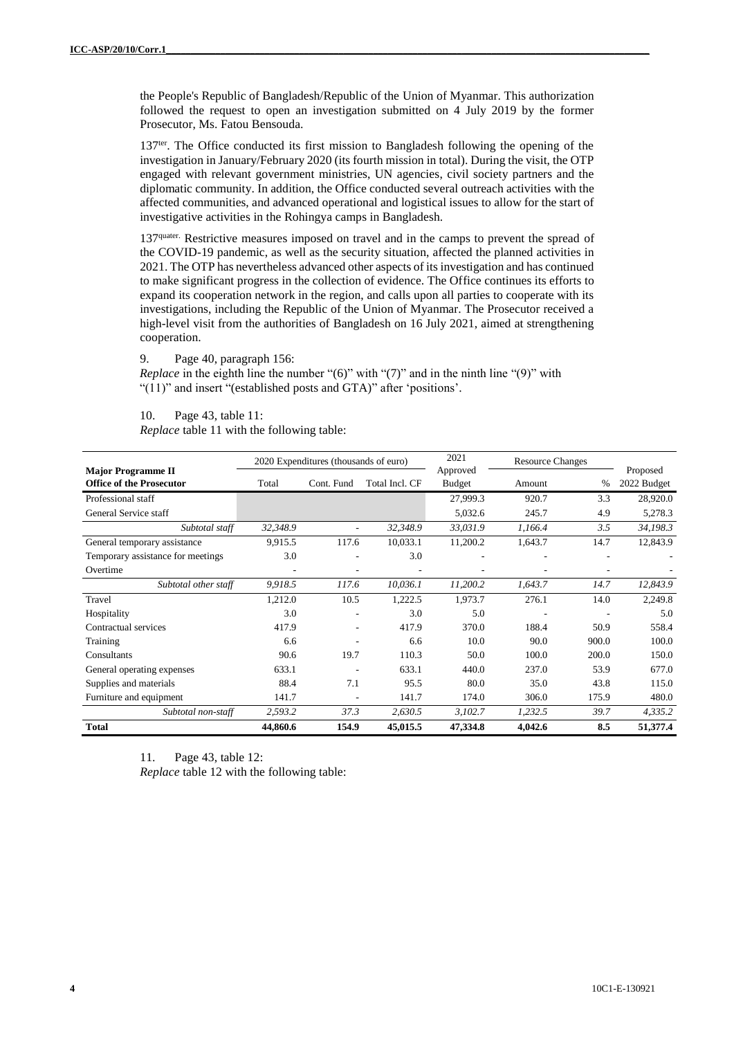the People's Republic of Bangladesh/Republic of the Union of Myanmar. This authorization followed the request to open an investigation submitted on 4 July 2019 by the former Prosecutor, Ms. Fatou Bensouda.

137[ter]. The Office conducted its first mission to Bangladesh following the opening of the investigation in January/February 2020 (its fourth mission in total). During the visit, the OTP engaged with relevant government ministries, UN agencies, civil society partners and the diplomatic community. In addition, the Office conducted several outreach activities with the affected communities, and advanced operational and logistical issues to allow for the start of investigative activities in the Rohingya camps in Bangladesh.

137[quater]. Restrictive measures imposed on travel and in the camps to prevent the spread of the COVID-19 pandemic, as well as the security situation, affected the planned activities in 2021. The OTP has nevertheless advanced other aspects of its investigation and has continued to make significant progress in the collection of evidence. The Office continues its efforts to expand its cooperation network in the region, and calls upon all parties to cooperate with its investigations, including the Republic of the Union of Myanmar. The Prosecutor received a high-level visit from the authorities of Bangladesh on 16 July 2021, aimed at strengthening cooperation.

9. Page 40, paragraph 156:
*Replace* in the eighth line the number "(6)" with "(7)" and in the ninth line "(9)" with "(11)" and insert "(established posts and GTA)" after 'positions'.

10. Page 43, table 11:
*Replace* table 11 with the following table:

| Major Programme II<br>Office of the Prosecutor | 2020 Expenditures (thousands of euro) | | | 2021<br>Approved | Resource Changes | | Proposed |
|---|---|---|---|---|---|---|---|
| | Total | Cont. Fund | Total Incl. CF | Budget | Amount | % | 2022 Budget |
| Professional staff | | | | 27,999.3 | 920.7 | 3.3 | 28,920.0 |
| General Service staff | | | | 5,032.6 | 245.7 | 4.9 | 5,278.3 |
| *Subtotal staff* | *32,348.9* | - | *32,348.9* | *33,031.9* | *1,166.4* | *3.5* | *34,198.3* |
| General temporary assistance | 9,915.5 | 117.6 | 10,033.1 | 11,200.2 | 1,643.7 | 14.7 | 12,843.9 |
| Temporary assistance for meetings | 3.0 | - | 3.0 | - | - | - | - |
| Overtime | - | - | - | - | - | - | - |
| *Subtotal other staff* | *9,918.5* | *117.6* | *10,036.1* | *11,200.2* | *1,643.7* | *14.7* | *12,843.9* |
| Travel | 1,212.0 | 10.5 | 1,222.5 | 1,973.7 | 276.1 | 14.0 | 2,249.8 |
| Hospitality | 3.0 | - | 3.0 | 5.0 | - | - | 5.0 |
| Contractual services | 417.9 | - | 417.9 | 370.0 | 188.4 | 50.9 | 558.4 |
| Training | 6.6 | - | 6.6 | 10.0 | 90.0 | 900.0 | 100.0 |
| Consultants | 90.6 | 19.7 | 110.3 | 50.0 | 100.0 | 200.0 | 150.0 |
| General operating expenses | 633.1 | - | 633.1 | 440.0 | 237.0 | 53.9 | 677.0 |
| Supplies and materials | 88.4 | 7.1 | 95.5 | 80.0 | 35.0 | 43.8 | 115.0 |
| Furniture and equipment | 141.7 | - | 141.7 | 174.0 | 306.0 | 175.9 | 480.0 |
| *Subtotal non-staff* | *2,593.2* | *37.3* | *2,630.5* | *3,102.7* | *1,232.5* | *39.7* | *4,335.2* |
| **Total** | **44,860.6** | **154.9** | **45,015.5** | **47,334.8** | **4,042.6** | **8.5** | **51,377.4** |

11. Page 43, table 12:
*Replace* table 12 with the following table: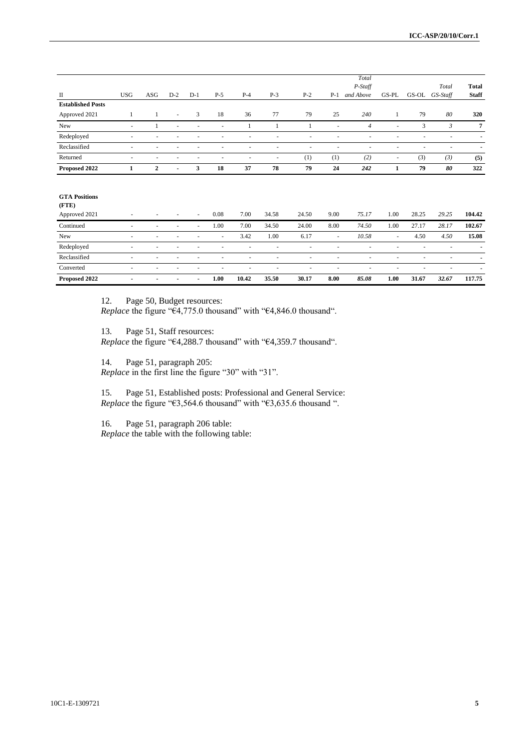| II | USG | ASG | D-2 | D-1 | P-5 | P-4 | P-3 | P-2 | P-1 | *Total P-Staff and Above* | GS-PL | GS-OL | *Total GS-Staff* | **Total Staff** |
|---|---|---|---|---|---|---|---|---|---|---|---|---|---|---|
| **Established Posts** | | | | | | | | | | | | | | |
| Approved 2021 | 1 | 1 | - | 3 | 18 | 36 | 77 | 79 | 25 | *240* | 1 | 79 | *80* | **320** |
| New | - | 1 | - | - | - | 1 | 1 | 1 | - | *4* | - | 3 | *3* | **7** |
| Redeployed | - | - | - | - | - | - | - | - | - | - | - | - | - | **-** |
| Reclassified | - | - | - | - | - | - | - | - | - | - | - | - | - | **-** |
| Returned | - | - | - | - | - | - | - | (1) | (1) | *(2)* | - | (3) | *(3)* | **(5)** |
| **Proposed 2022** | **1** | **2** | **-** | **3** | **18** | **37** | **78** | **79** | **24** | ***242*** | **1** | **79** | ***80*** | **322** |
| | | | | | | | | | | | | | | |
| **GTA Positions (FTE)** | | | | | | | | | | | | | | |
| Approved 2021 | - | - | - | - | 0.08 | 7.00 | 34.58 | 24.50 | 9.00 | *75.17* | 1.00 | 28.25 | *29.25* | **104.42** |
| Continued | - | - | - | - | 1.00 | 7.00 | 34.50 | 24.00 | 8.00 | *74.50* | 1.00 | 27.17 | *28.17* | **102.67** |
| New | - | - | - | - | - | 3.42 | 1.00 | 6.17 | - | *10.58* | - | 4.50 | *4.50* | **15.08** |
| Redeployed | - | - | - | - | - | - | - | - | - | - | - | - | - | **-** |
| Reclassified | - | - | - | - | - | - | - | - | - | - | - | - | - | **-** |
| Converted | - | - | - | - | - | - | - | - | - | - | - | - | - | **-** |
| **Proposed 2022** | **-** | **-** | **-** | **-** | **1.00** | **10.42** | **35.50** | **30.17** | **8.00** | ***85.08*** | **1.00** | **31.67** | ***32.67*** | **117.75** |

12. Page 50, Budget resources:
*Replace* the figure "€4,775.0 thousand" with "€4,846.0 thousand".

13. Page 51, Staff resources:
*Replace* the figure "€4,288.7 thousand" with "€4,359.7 thousand".

14. Page 51, paragraph 205:
*Replace* in the first line the figure "30" with "31".

15. Page 51, Established posts: Professional and General Service:
*Replace* the figure "€3,564.6 thousand" with "€3,635.6 thousand ".

16. Page 51, paragraph 206 table:
*Replace* the table with the following table: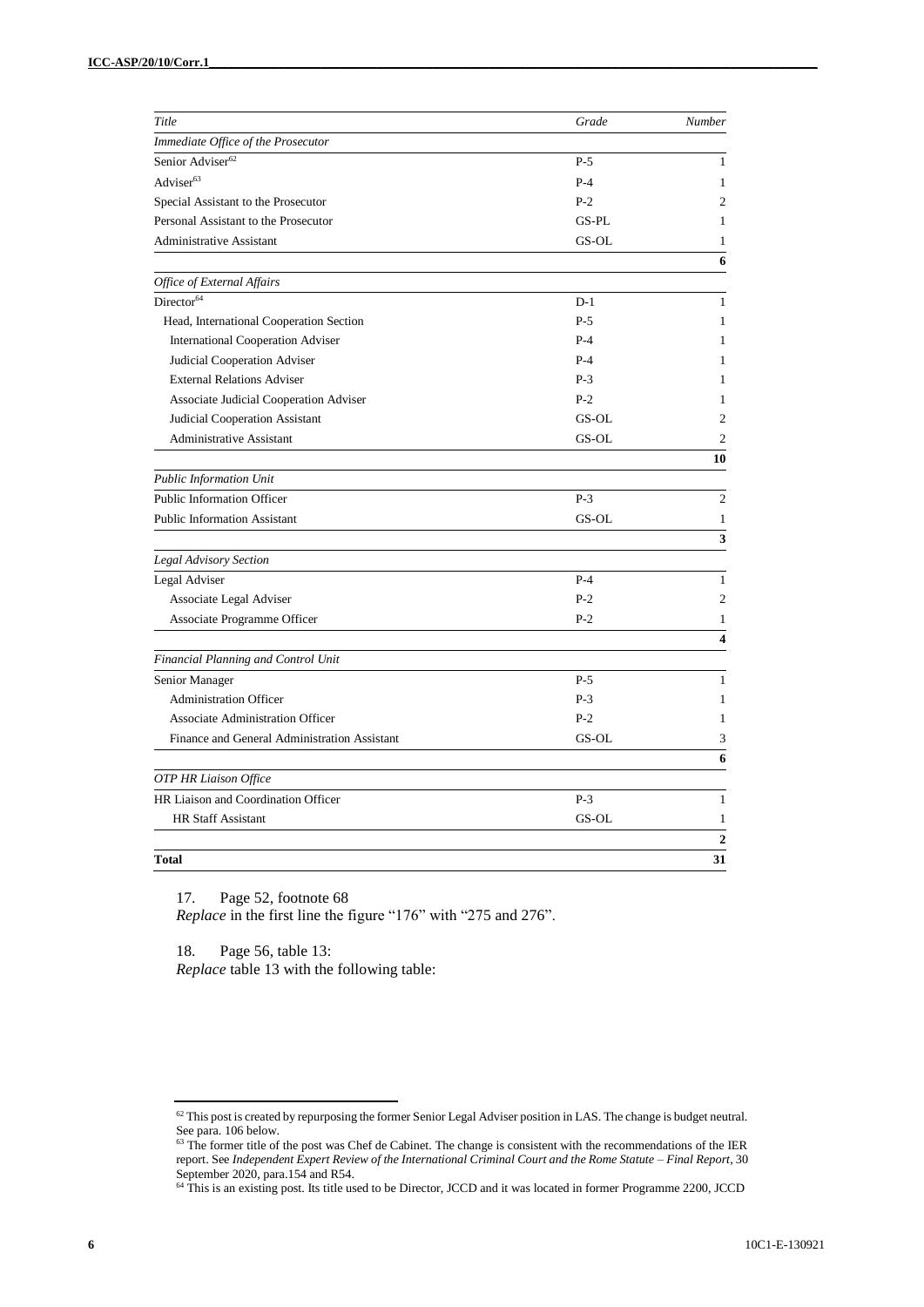| *Title* | *Grade* | *Number* |
|---|---|---|
| *Immediate Office of the Prosecutor* | | |
| Senior Adviser[62] | P-5 | 1 |
| Adviser[63] | P-4 | 1 |
| Special Assistant to the Prosecutor | P-2 | 2 |
| Personal Assistant to the Prosecutor | GS-PL | 1 |
| Administrative Assistant | GS-OL | 1 |
| | | **6** |
| *Office of External Affairs* | | |
| Director[64] | D-1 | 1 |
| Head, International Cooperation Section | P-5 | 1 |
| International Cooperation Adviser | P-4 | 1 |
| Judicial Cooperation Adviser | P-4 | 1 |
| External Relations Adviser | P-3 | 1 |
| Associate Judicial Cooperation Adviser | P-2 | 1 |
| Judicial Cooperation Assistant | GS-OL | 2 |
| Administrative Assistant | GS-OL | 2 |
| | | **10** |
| *Public Information Unit* | | |
| Public Information Officer | P-3 | 2 |
| Public Information Assistant | GS-OL | 1 |
| | | **3** |
| *Legal Advisory Section* | | |
| Legal Adviser | P-4 | 1 |
| Associate Legal Adviser | P-2 | 2 |
| Associate Programme Officer | P-2 | 1 |
| | | **4** |
| *Financial Planning and Control Unit* | | |
| Senior Manager | P-5 | 1 |
| Administration Officer | P-3 | 1 |
| Associate Administration Officer | P-2 | 1 |
| Finance and General Administration Assistant | GS-OL | 3 |
| | | **6** |
| *OTP HR Liaison Office* | | |
| HR Liaison and Coordination Officer | P-3 | 1 |
| HR Staff Assistant | GS-OL | 1 |
| | | **2** |
| **Total** | | **31** |

17. Page 52, footnote 68

*Replace* in the first line the figure "176" with "275 and 276".

18. Page 56, table 13:

*Replace* table 13 with the following table:

---

[62] This post is created by repurposing the former Senior Legal Adviser position in LAS. The change is budget neutral. See para. 106 below.

[63] The former title of the post was Chef de Cabinet. The change is consistent with the recommendations of the IER report. See *Independent Expert Review of the International Criminal Court and the Rome Statute – Final Report*, 30 September 2020, para.154 and R54.

[64] This is an existing post. Its title used to be Director, JCCD and it was located in former Programme 2200, JCCD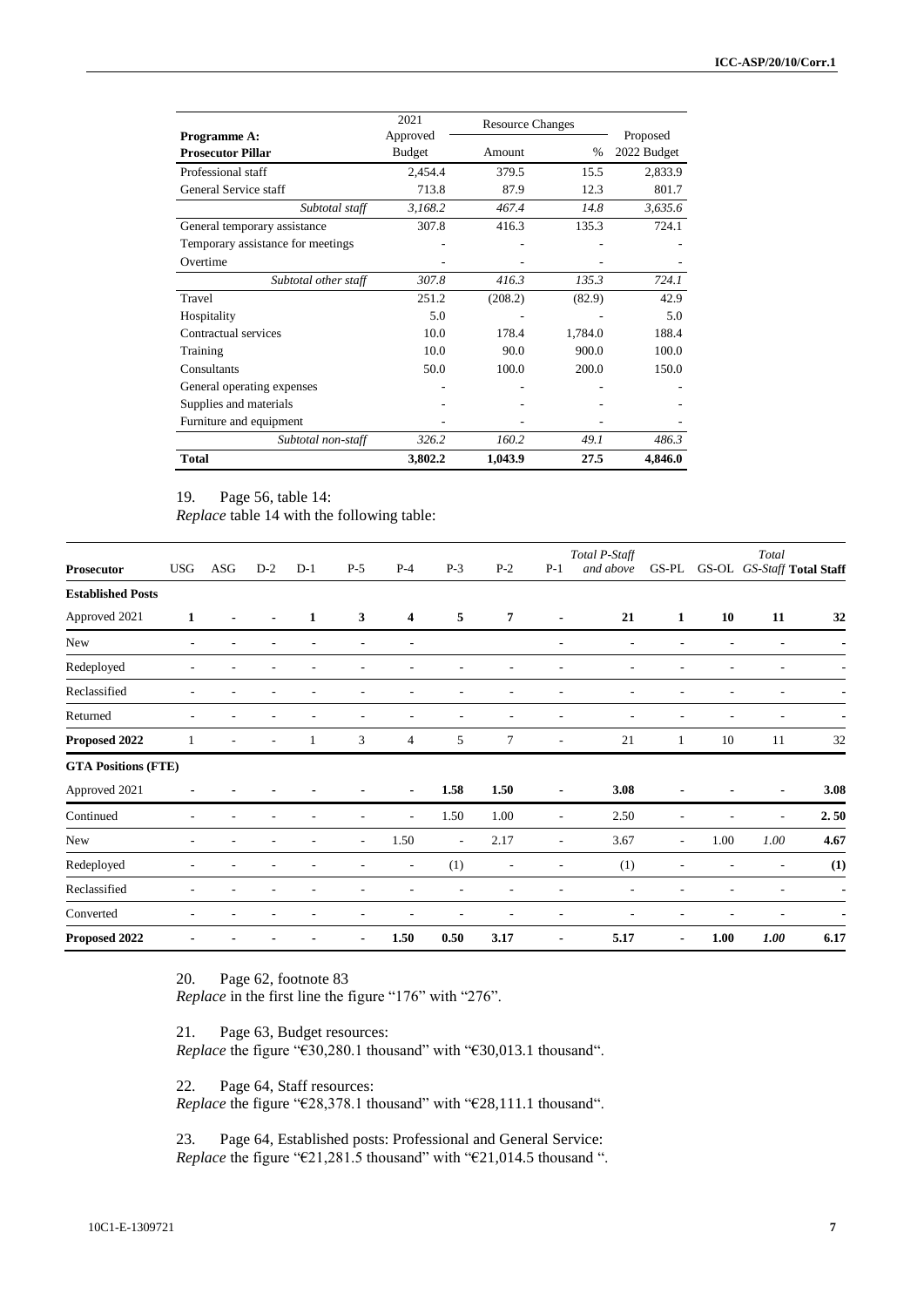| Programme A: Prosecutor Pillar | 2021 Approved Budget | Resource Changes | | Proposed 2022 Budget |
|---|---|---|---|---|
| | | Amount | % | |
| Professional staff | 2,454.4 | 379.5 | 15.5 | 2,833.9 |
| General Service staff | 713.8 | 87.9 | 12.3 | 801.7 |
| *Subtotal staff* | *3,168.2* | *467.4* | *14.8* | *3,635.6* |
| General temporary assistance | 307.8 | 416.3 | 135.3 | 724.1 |
| Temporary assistance for meetings | - | - | - | - |
| Overtime | - | - | - | - |
| *Subtotal other staff* | *307.8* | *416.3* | *135.3* | *724.1* |
| Travel | 251.2 | (208.2) | (82.9) | 42.9 |
| Hospitality | 5.0 | - | - | 5.0 |
| Contractual services | 10.0 | 178.4 | 1,784.0 | 188.4 |
| Training | 10.0 | 90.0 | 900.0 | 100.0 |
| Consultants | 50.0 | 100.0 | 200.0 | 150.0 |
| General operating expenses | - | - | - | - |
| Supplies and materials | - | - | - | - |
| Furniture and equipment | - | - | - | - |
| *Subtotal non-staff* | *326.2* | *160.2* | *49.1* | *486.3* |
| **Total** | **3,802.2** | **1,043.9** | **27.5** | **4,846.0** |

19. Page 56, table 14:
*Replace* table 14 with the following table:

| Prosecutor | USG | ASG | D-2 | D-1 | P-5 | P-4 | P-3 | P-2 | P-1 | *Total P-Staff and above* | GS-PL | GS-OL | *Total GS-Staff* | Total Staff |
|---|---|---|---|---|---|---|---|---|---|---|---|---|---|---|
| **Established Posts** | | | | | | | | | | | | | | |
| Approved 2021 | **1** | - | - | **1** | **3** | **4** | **5** | **7** | - | **21** | **1** | **10** | **11** | **32** |
| New | - | - | - | - | - | - | | | - | - | - | - | - | - |
| Redeployed | - | - | - | - | - | - | - | - | - | - | - | - | - | - |
| Reclassified | - | - | - | - | - | - | - | - | - | - | - | - | - | - |
| Returned | - | - | - | - | - | - | - | - | - | - | - | - | - | - |
| **Proposed 2022** | 1 | - | - | 1 | 3 | 4 | 5 | 7 | - | 21 | 1 | 10 | 11 | 32 |
| **GTA Positions (FTE)** | | | | | | | | | | | | | | |
| Approved 2021 | - | - | - | - | - | - | **1.58** | **1.50** | - | **3.08** | - | - | - | **3.08** |
| Continued | - | - | - | - | - | - | 1.50 | 1.00 | - | 2.50 | - | - | - | **2. 50** |
| New | - | - | - | - | - | 1.50 | - | 2.17 | - | 3.67 | - | 1.00 | *1.00* | **4.67** |
| Redeployed | - | - | - | - | - | - | (1) | - | - | (1) | - | - | - | **(1)** |
| Reclassified | - | - | - | - | - | - | - | - | - | - | - | - | - | - |
| Converted | - | - | - | - | - | - | - | - | - | - | - | - | - | - |
| **Proposed 2022** | - | - | - | - | - | **1.50** | **0.50** | **3.17** | - | **5.17** | - | **1.00** | ***1.00*** | **6.17** |

20. Page 62, footnote 83
*Replace* in the first line the figure "176" with "276".

21. Page 63, Budget resources:
*Replace* the figure "€30,280.1 thousand" with "€30,013.1 thousand".

22. Page 64, Staff resources:
*Replace* the figure "€28,378.1 thousand" with "€28,111.1 thousand".

23. Page 64, Established posts: Professional and General Service:
*Replace* the figure "€21,281.5 thousand" with "€21,014.5 thousand ".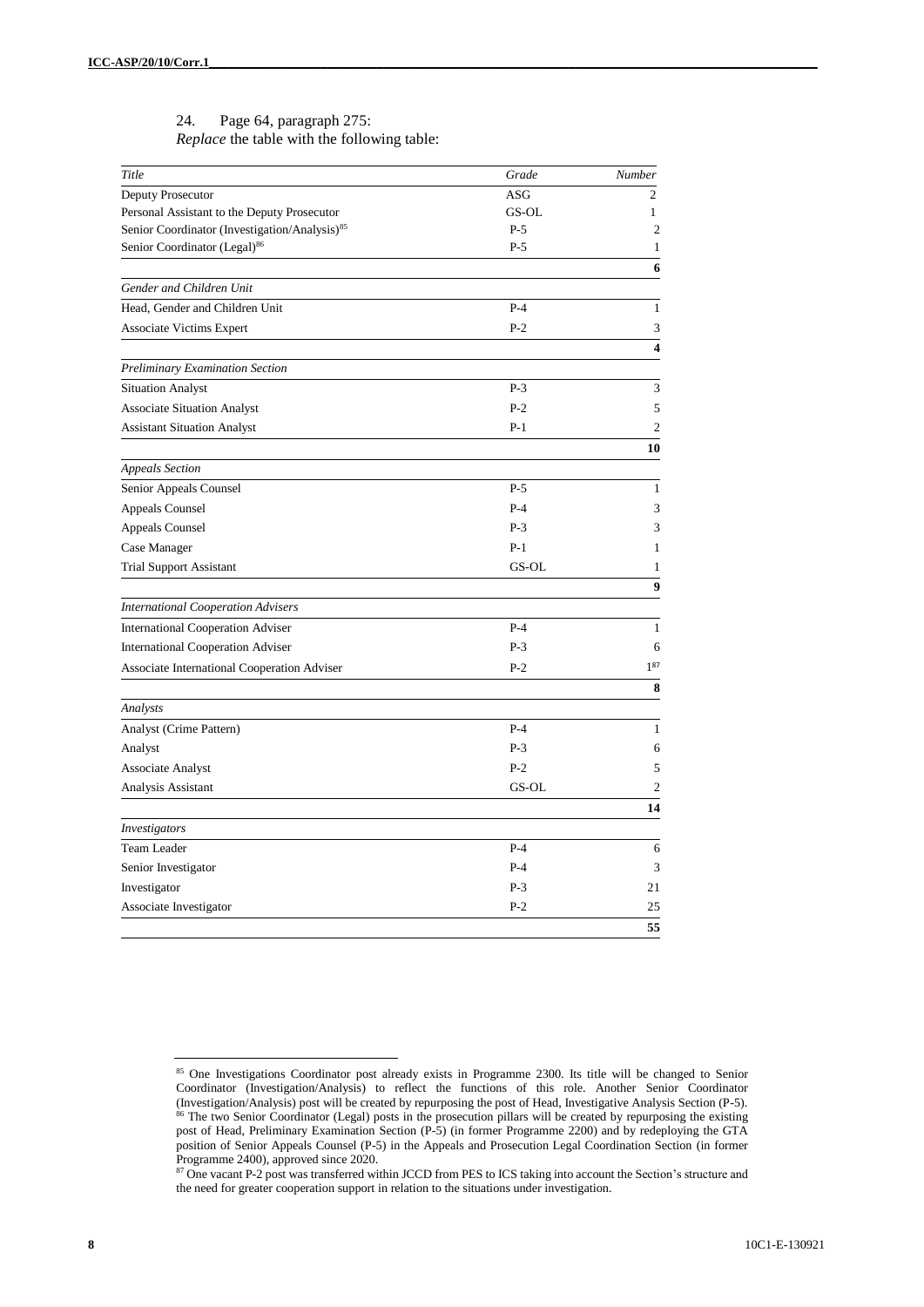24. Page 64, paragraph 275:
*Replace* the table with the following table:

| *Title* | *Grade* | *Number* |
|---|---|---|
| Deputy Prosecutor | ASG | 2 |
| Personal Assistant to the Deputy Prosecutor | GS-OL | 1 |
| Senior Coordinator (Investigation/Analysis)[85] | P-5 | 2 |
| Senior Coordinator (Legal)[86] | P-5 | 1 |
| | | **6** |
| *Gender and Children Unit* | | |
| Head, Gender and Children Unit | P-4 | 1 |
| Associate Victims Expert | P-2 | 3 |
| | | **4** |
| *Preliminary Examination Section* | | |
| Situation Analyst | P-3 | 3 |
| Associate Situation Analyst | P-2 | 5 |
| Assistant Situation Analyst | P-1 | 2 |
| | | **10** |
| *Appeals Section* | | |
| Senior Appeals Counsel | P-5 | 1 |
| Appeals Counsel | P-4 | 3 |
| Appeals Counsel | P-3 | 3 |
| Case Manager | P-1 | 1 |
| Trial Support Assistant | GS-OL | 1 |
| | | **9** |
| *International Cooperation Advisers* | | |
| International Cooperation Adviser | P-4 | 1 |
| International Cooperation Adviser | P-3 | 6 |
| Associate International Cooperation Adviser | P-2 | 1[87] |
| | | **8** |
| *Analysts* | | |
| Analyst (Crime Pattern) | P-4 | 1 |
| Analyst | P-3 | 6 |
| Associate Analyst | P-2 | 5 |
| Analysis Assistant | GS-OL | 2 |
| | | **14** |
| *Investigators* | | |
| Team Leader | P-4 | 6 |
| Senior Investigator | P-4 | 3 |
| Investigator | P-3 | 21 |
| Associate Investigator | P-2 | 25 |
| | | **55** |

[85] One Investigations Coordinator post already exists in Programme 2300. Its title will be changed to Senior Coordinator (Investigation/Analysis) to reflect the functions of this role. Another Senior Coordinator (Investigation/Analysis) post will be created by repurposing the post of Head, Investigative Analysis Section (P-5).

[86] The two Senior Coordinator (Legal) posts in the prosecution pillars will be created by repurposing the existing post of Head, Preliminary Examination Section (P-5) (in former Programme 2200) and by redeploying the GTA position of Senior Appeals Counsel (P-5) in the Appeals and Prosecution Legal Coordination Section (in former Programme 2400), approved since 2020.

[87] One vacant P-2 post was transferred within JCCD from PES to ICS taking into account the Section's structure and the need for greater cooperation support in relation to the situations under investigation.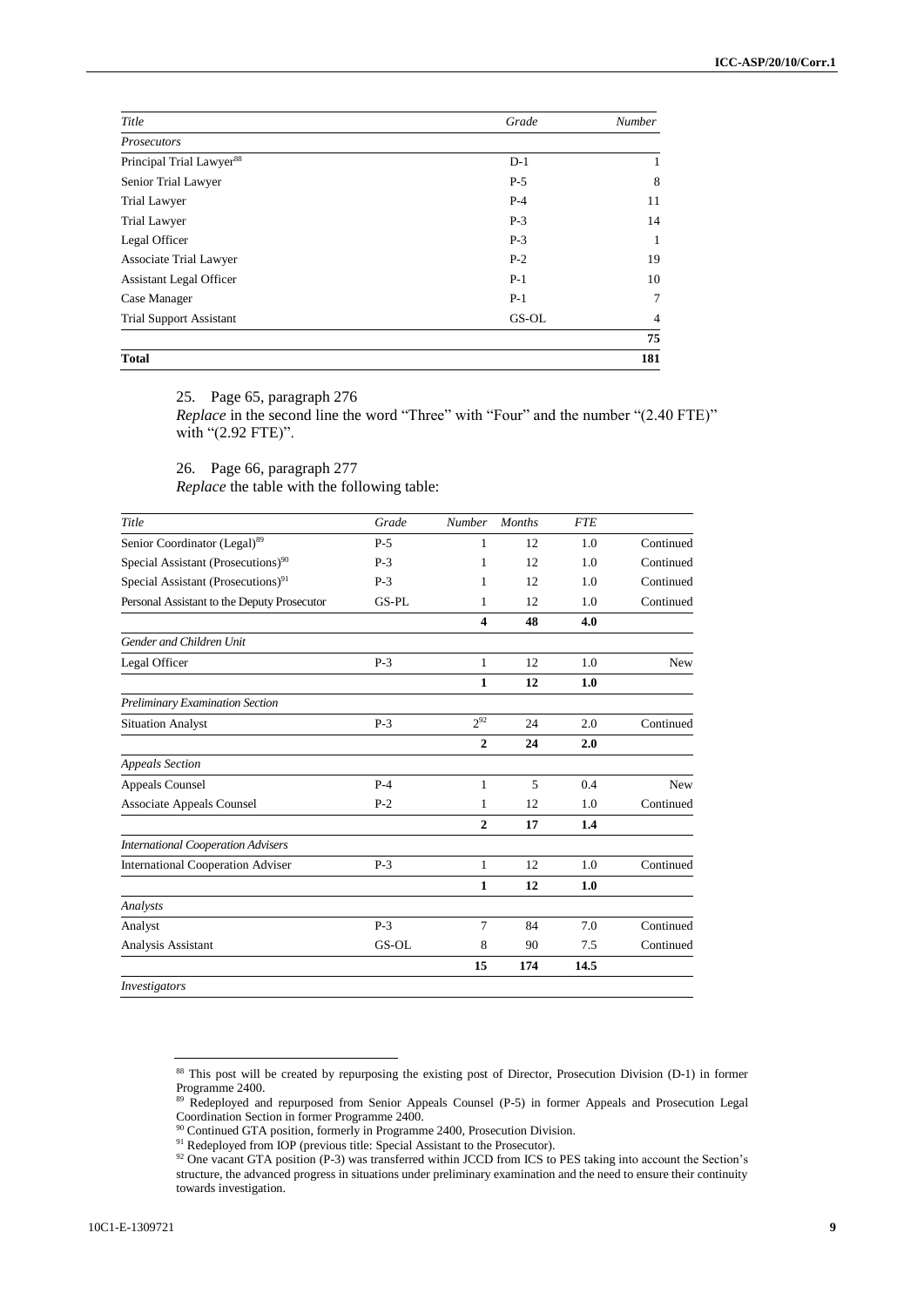| *Title* | *Grade* | *Number* |
|---|---|---|
| *Prosecutors* | | |
| Principal Trial Lawyer[88] | D-1 | 1 |
| Senior Trial Lawyer | P-5 | 8 |
| Trial Lawyer | P-4 | 11 |
| Trial Lawyer | P-3 | 14 |
| Legal Officer | P-3 | 1 |
| Associate Trial Lawyer | P-2 | 19 |
| Assistant Legal Officer | P-1 | 10 |
| Case Manager | P-1 | 7 |
| Trial Support Assistant | GS-OL | 4 |
| | | **75** |
| **Total** | | **181** |

25. Page 65, paragraph 276
*Replace* in the second line the word "Three" with "Four" and the number "(2.40 FTE)" with "(2.92 FTE)".

26. Page 66, paragraph 277
*Replace* the table with the following table:

| *Title* | *Grade* | *Number* | *Months* | *FTE* | |
|---|---|---|---|---|---|
| Senior Coordinator (Legal)[89] | P-5 | 1 | 12 | 1.0 | Continued |
| Special Assistant (Prosecutions)[90] | P-3 | 1 | 12 | 1.0 | Continued |
| Special Assistant (Prosecutions)[91] | P-3 | 1 | 12 | 1.0 | Continued |
| Personal Assistant to the Deputy Prosecutor | GS-PL | 1 | 12 | 1.0 | Continued |
| | | **4** | **48** | **4.0** | |
| *Gender and Children Unit* | | | | | |
| Legal Officer | P-3 | 1 | 12 | 1.0 | New |
| | | **1** | **12** | **1.0** | |
| *Preliminary Examination Section* | | | | | |
| Situation Analyst | P-3 | 2[92] | 24 | 2.0 | Continued |
| | | **2** | **24** | **2.0** | |
| *Appeals Section* | | | | | |
| Appeals Counsel | P-4 | 1 | 5 | 0.4 | New |
| Associate Appeals Counsel | P-2 | 1 | 12 | 1.0 | Continued |
| | | **2** | **17** | **1.4** | |
| *International Cooperation Advisers* | | | | | |
| International Cooperation Adviser | P-3 | 1 | 12 | 1.0 | Continued |
| | | **1** | **12** | **1.0** | |
| *Analysts* | | | | | |
| Analyst | P-3 | 7 | 84 | 7.0 | Continued |
| Analysis Assistant | GS-OL | 8 | 90 | 7.5 | Continued |
| | | **15** | **174** | **14.5** | |
| *Investigators* | | | | | |

[88] This post will be created by repurposing the existing post of Director, Prosecution Division (D-1) in former Programme 2400.

[89] Redeployed and repurposed from Senior Appeals Counsel (P-5) in former Appeals and Prosecution Legal Coordination Section in former Programme 2400.

[90] Continued GTA position, formerly in Programme 2400, Prosecution Division.

[91] Redeployed from IOP (previous title: Special Assistant to the Prosecutor).

[92] One vacant GTA position (P-3) was transferred within JCCD from ICS to PES taking into account the Section's structure, the advanced progress in situations under preliminary examination and the need to ensure their continuity towards investigation.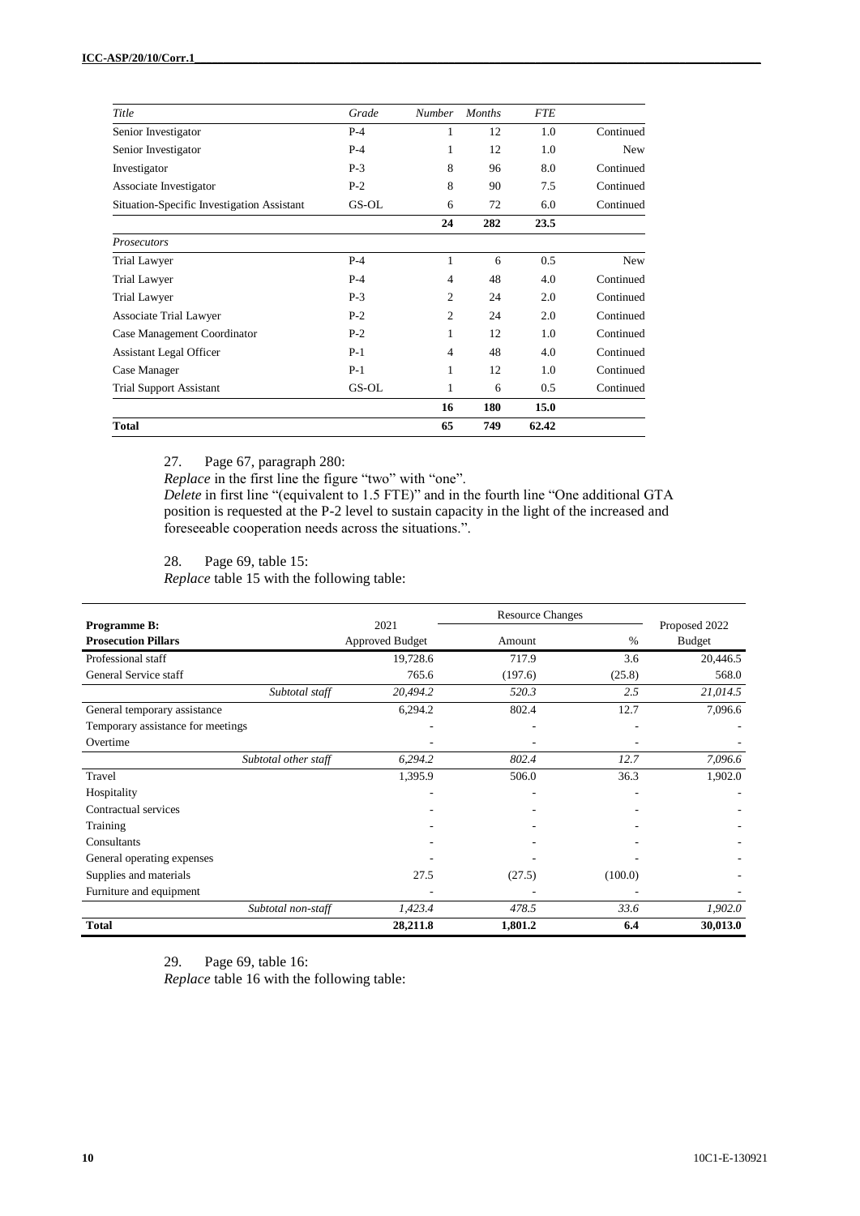| Title | Grade | Number | Months | FTE | |
|---|---|---|---|---|---|
| Senior Investigator | P-4 | 1 | 12 | 1.0 | Continued |
| Senior Investigator | P-4 | 1 | 12 | 1.0 | New |
| Investigator | P-3 | 8 | 96 | 8.0 | Continued |
| Associate Investigator | P-2 | 8 | 90 | 7.5 | Continued |
| Situation-Specific Investigation Assistant | GS-OL | 6 | 72 | 6.0 | Continued |
| | | **24** | **282** | **23.5** | |
| *Prosecutors* | | | | | |
| Trial Lawyer | P-4 | 1 | 6 | 0.5 | New |
| Trial Lawyer | P-4 | 4 | 48 | 4.0 | Continued |
| Trial Lawyer | P-3 | 2 | 24 | 2.0 | Continued |
| Associate Trial Lawyer | P-2 | 2 | 24 | 2.0 | Continued |
| Case Management Coordinator | P-2 | 1 | 12 | 1.0 | Continued |
| Assistant Legal Officer | P-1 | 4 | 48 | 4.0 | Continued |
| Case Manager | P-1 | 1 | 12 | 1.0 | Continued |
| Trial Support Assistant | GS-OL | 1 | 6 | 0.5 | Continued |
| | | **16** | **180** | **15.0** | |
| **Total** | | **65** | **749** | **62.42** | |

27. Page 67, paragraph 280:
*Replace* in the first line the figure "two" with "one".
*Delete* in first line "(equivalent to 1.5 FTE)" and in the fourth line "One additional GTA position is requested at the P-2 level to sustain capacity in the light of the increased and foreseeable cooperation needs across the situations.".

28. Page 69, table 15:
*Replace* table 15 with the following table:

| **Programme B:** **Prosecution Pillars** | 2021 Approved Budget | Resource Changes | | Proposed 2022 Budget |
|---|---|---|---|---|
| | | Amount | % | |
| Professional staff | 19,728.6 | 717.9 | 3.6 | 20,446.5 |
| General Service staff | 765.6 | (197.6) | (25.8) | 568.0 |
| *Subtotal staff* | *20,494.2* | *520.3* | *2.5* | *21,014.5* |
| General temporary assistance | 6,294.2 | 802.4 | 12.7 | 7,096.6 |
| Temporary assistance for meetings | - | - | - | - |
| Overtime | - | - | - | - |
| *Subtotal other staff* | *6,294.2* | *802.4* | *12.7* | *7,096.6* |
| Travel | 1,395.9 | 506.0 | 36.3 | 1,902.0 |
| Hospitality | - | - | - | - |
| Contractual services | - | - | - | - |
| Training | - | - | - | - |
| Consultants | - | - | - | - |
| General operating expenses | - | - | - | - |
| Supplies and materials | 27.5 | (27.5) | (100.0) | - |
| Furniture and equipment | - | - | - | - |
| *Subtotal non-staff* | *1,423.4* | *478.5* | *33.6* | *1,902.0* |
| **Total** | **28,211.8** | **1,801.2** | **6.4** | **30,013.0** |

29. Page 69, table 16:
*Replace* table 16 with the following table: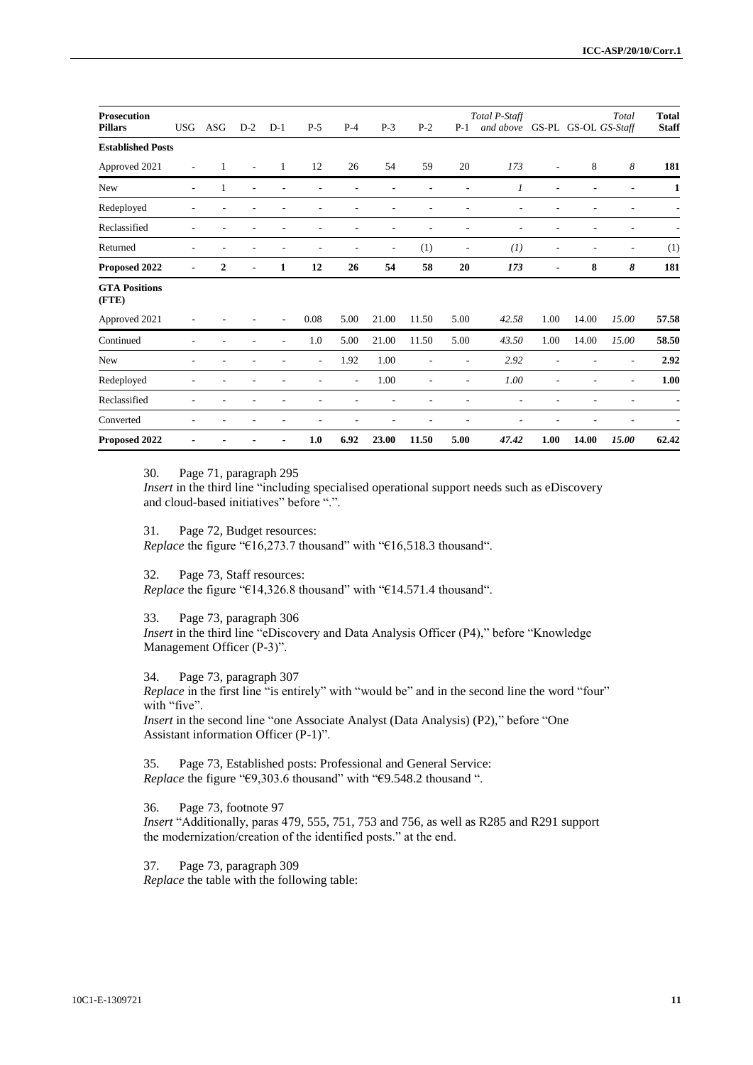| Prosecution Pillars | USG | ASG | D-2 | D-1 | P-5 | P-4 | P-3 | P-2 | P-1 | *Total P-Staff and above* | GS-PL | GS-OL | *Total GS-Staff* | **Total Staff** |
|---|---|---|---|---|---|---|---|---|---|---|---|---|---|---|
| **Established Posts** | | | | | | | | | | | | | | |
| Approved 2021 | - | 1 | - | 1 | 12 | 26 | 54 | 59 | 20 | *173* | - | 8 | *8* | **181** |
| New | - | 1 | - | - | - | - | - | - | - | *1* | - | - | - | **1** |
| Redeployed | - | - | - | - | - | - | - | - | - | - | - | - | - | - |
| Reclassified | - | - | - | - | - | - | - | - | - | - | - | - | - | - |
| Returned | - | - | - | - | - | - | - | (1) | - | *(1)* | - | - | - | (1) |
| **Proposed 2022** | **-** | **2** | **-** | **1** | **12** | **26** | **54** | **58** | **20** | ***173*** | **-** | **8** | ***8*** | **181** |
| **GTA Positions (FTE)** | | | | | | | | | | | | | | |
| Approved 2021 | - | - | - | - | 0.08 | 5.00 | 21.00 | 11.50 | 5.00 | *42.58* | 1.00 | 14.00 | *15.00* | **57.58** |
| Continued | - | - | - | - | 1.0 | 5.00 | 21.00 | 11.50 | 5.00 | *43.50* | 1.00 | 14.00 | *15.00* | **58.50** |
| New | - | - | - | - | - | 1.92 | 1.00 | - | - | *2.92* | - | - | - | **2.92** |
| Redeployed | - | - | - | - | - | - | 1.00 | - | - | *1.00* | - | - | - | **1.00** |
| Reclassified | - | - | - | - | - | - | - | - | - | - | - | - | - | - |
| Converted | - | - | - | - | - | - | - | - | - | - | - | - | - | - |
| **Proposed 2022** | **-** | **-** | **-** | **-** | **1.0** | **6.92** | **23.00** | **11.50** | **5.00** | ***47.42*** | **1.00** | **14.00** | ***15.00*** | **62.42** |

30. Page 71, paragraph 295
*Insert* in the third line "including specialised operational support needs such as eDiscovery and cloud-based initiatives" before ".".

31. Page 72, Budget resources:
*Replace* the figure "€16,273.7 thousand" with "€16,518.3 thousand".

32. Page 73, Staff resources:
*Replace* the figure "€14,326.8 thousand" with "€14.571.4 thousand".

33. Page 73, paragraph 306
*Insert* in the third line "eDiscovery and Data Analysis Officer (P4)," before "Knowledge Management Officer (P-3)".

34. Page 73, paragraph 307
*Replace* in the first line "is entirely" with "would be" and in the second line the word "four" with "five".
*Insert* in the second line "one Associate Analyst (Data Analysis) (P2)," before "One Assistant information Officer (P-1)".

35. Page 73, Established posts: Professional and General Service:
*Replace* the figure "€9,303.6 thousand" with "€9.548.2 thousand ".

36. Page 73, footnote 97
*Insert* "Additionally, paras 479, 555, 751, 753 and 756, as well as R285 and R291 support the modernization/creation of the identified posts." at the end.

37. Page 73, paragraph 309
*Replace* the table with the following table: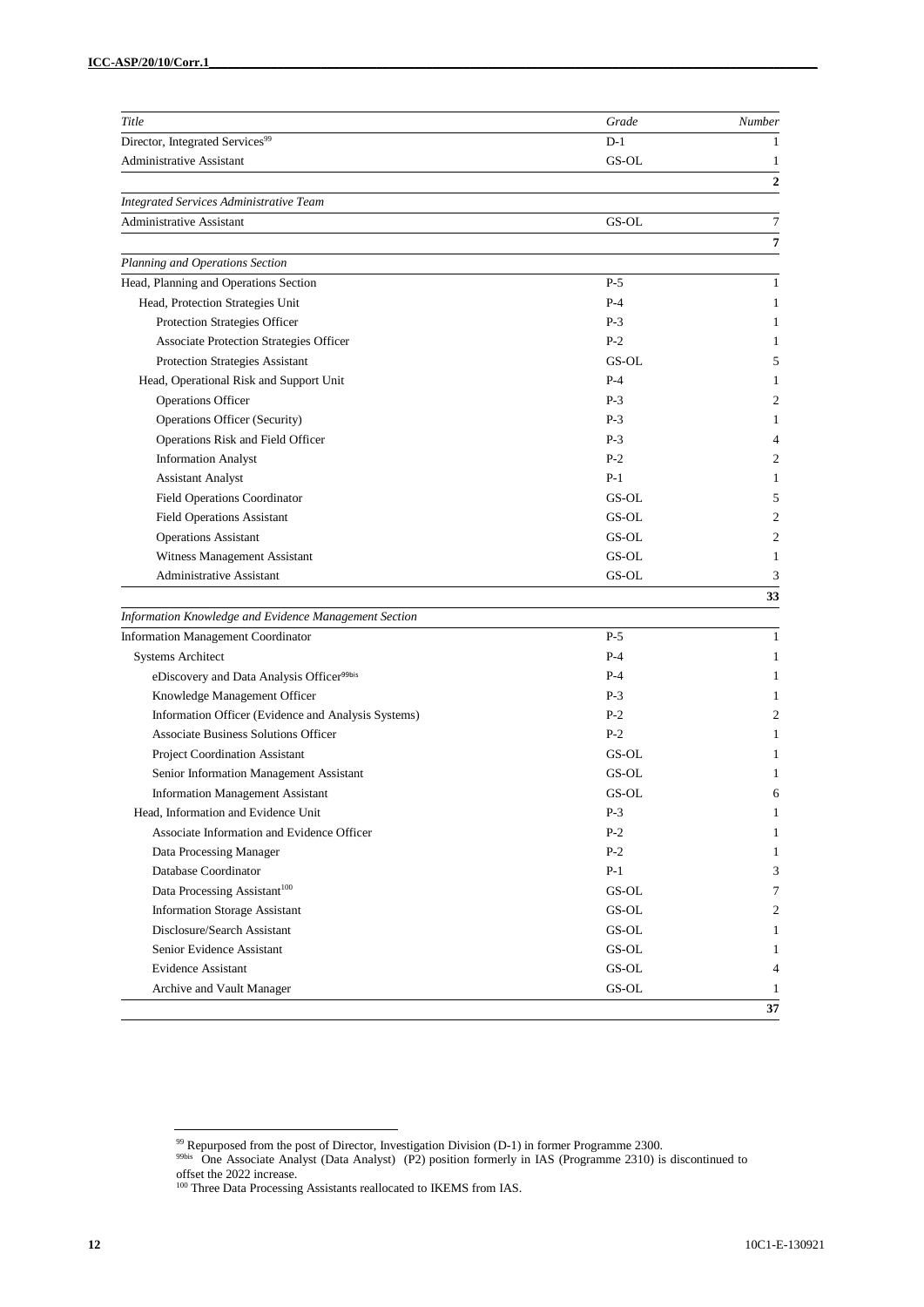| *Title* | *Grade* | *Number* |
|---|---|---|
| Director, Integrated Services[99] | D-1 | 1 |
| Administrative Assistant | GS-OL | 1 |
| | | **2** |
| *Integrated Services Administrative Team* | | |
| Administrative Assistant | GS-OL | 7 |
| | | **7** |
| *Planning and Operations Section* | | |
| Head, Planning and Operations Section | P-5 | 1 |
| Head, Protection Strategies Unit | P-4 | 1 |
| Protection Strategies Officer | P-3 | 1 |
| Associate Protection Strategies Officer | P-2 | 1 |
| Protection Strategies Assistant | GS-OL | 5 |
| Head, Operational Risk and Support Unit | P-4 | 1 |
| Operations Officer | P-3 | 2 |
| Operations Officer (Security) | P-3 | 1 |
| Operations Risk and Field Officer | P-3 | 4 |
| Information Analyst | P-2 | 2 |
| Assistant Analyst | P-1 | 1 |
| Field Operations Coordinator | GS-OL | 5 |
| Field Operations Assistant | GS-OL | 2 |
| Operations Assistant | GS-OL | 2 |
| Witness Management Assistant | GS-OL | 1 |
| Administrative Assistant | GS-OL | 3 |
| | | **33** |
| *Information Knowledge and Evidence Management Section* | | |
| Information Management Coordinator | P-5 | 1 |
| Systems Architect | P-4 | 1 |
| eDiscovery and Data Analysis Officer[99bis] | P-4 | 1 |
| Knowledge Management Officer | P-3 | 1 |
| Information Officer (Evidence and Analysis Systems) | P-2 | 2 |
| Associate Business Solutions Officer | P-2 | 1 |
| Project Coordination Assistant | GS-OL | 1 |
| Senior Information Management Assistant | GS-OL | 1 |
| Information Management Assistant | GS-OL | 6 |
| Head, Information and Evidence Unit | P-3 | 1 |
| Associate Information and Evidence Officer | P-2 | 1 |
| Data Processing Manager | P-2 | 1 |
| Database Coordinator | P-1 | 3 |
| Data Processing Assistant[100] | GS-OL | 7 |
| Information Storage Assistant | GS-OL | 2 |
| Disclosure/Search Assistant | GS-OL | 1 |
| Senior Evidence Assistant | GS-OL | 1 |
| Evidence Assistant | GS-OL | 4 |
| Archive and Vault Manager | GS-OL | 1 |
| | | **37** |

---

[99] Repurposed from the post of Director, Investigation Division (D-1) in former Programme 2300.

[99bis] One Associate Analyst (Data Analyst) (P2) position formerly in IAS (Programme 2310) is discontinued to offset the 2022 increase.

[100] Three Data Processing Assistants reallocated to IKEMS from IAS.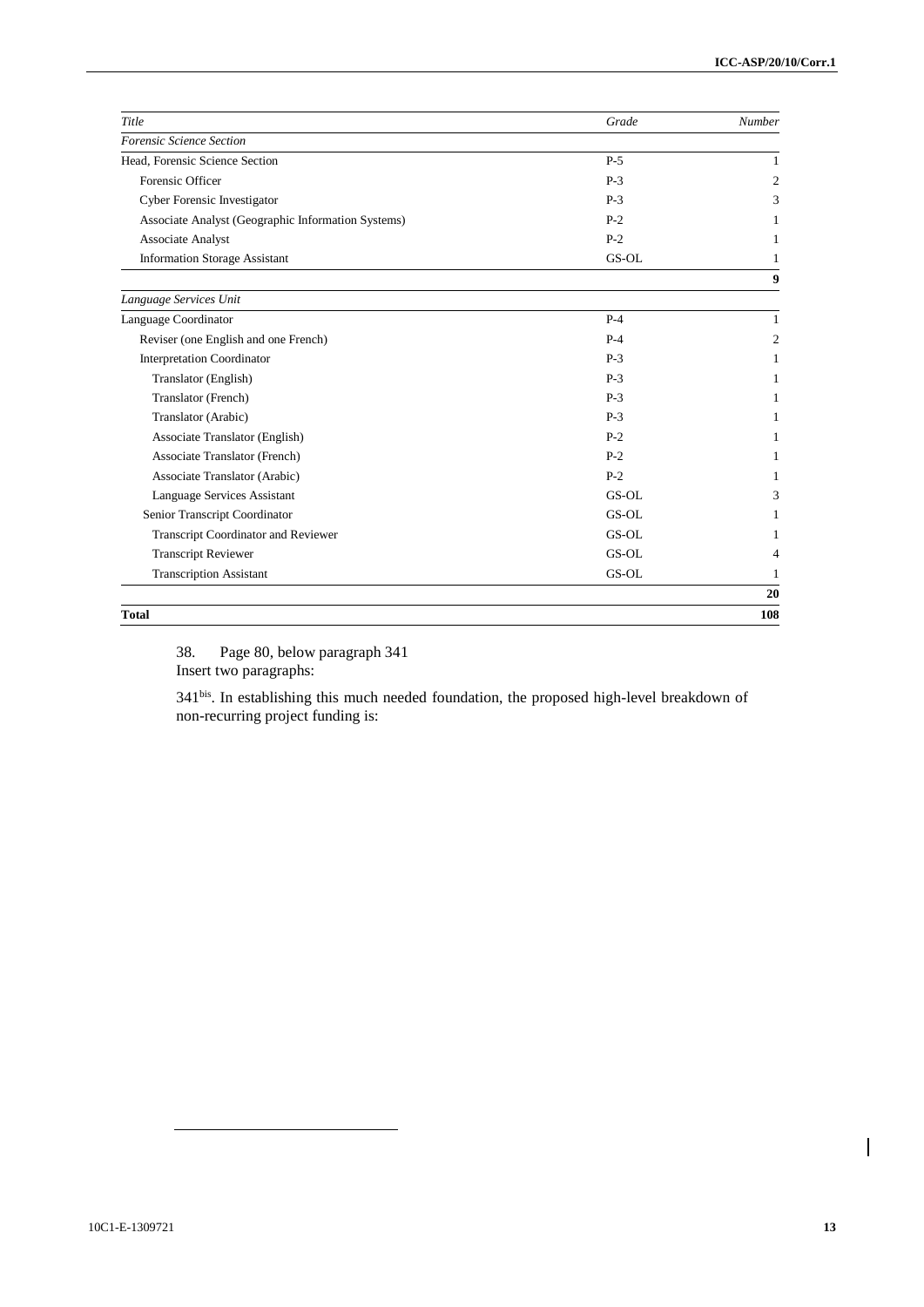| *Title* | *Grade* | *Number* |
|---|---|---|
| *Forensic Science Section* | | |
| Head, Forensic Science Section | P-5 | 1 |
| Forensic Officer | P-3 | 2 |
| Cyber Forensic Investigator | P-3 | 3 |
| Associate Analyst (Geographic Information Systems) | P-2 | 1 |
| Associate Analyst | P-2 | 1 |
| Information Storage Assistant | GS-OL | 1 |
| | | **9** |
| *Language Services Unit* | | |
| Language Coordinator | P-4 | 1 |
| Reviser (one English and one French) | P-4 | 2 |
| Interpretation Coordinator | P-3 | 1 |
| Translator (English) | P-3 | 1 |
| Translator (French) | P-3 | 1 |
| Translator (Arabic) | P-3 | 1 |
| Associate Translator (English) | P-2 | 1 |
| Associate Translator (French) | P-2 | 1 |
| Associate Translator (Arabic) | P-2 | 1 |
| Language Services Assistant | GS-OL | 3 |
| Senior Transcript Coordinator | GS-OL | 1 |
| Transcript Coordinator and Reviewer | GS-OL | 1 |
| Transcript Reviewer | GS-OL | 4 |
| Transcription Assistant | GS-OL | 1 |
| | | **20** |
| **Total** | | **108** |

38. Page 80, below paragraph 341

Insert two paragraphs:

341[bis]. In establishing this much needed foundation, the proposed high-level breakdown of non-recurring project funding is: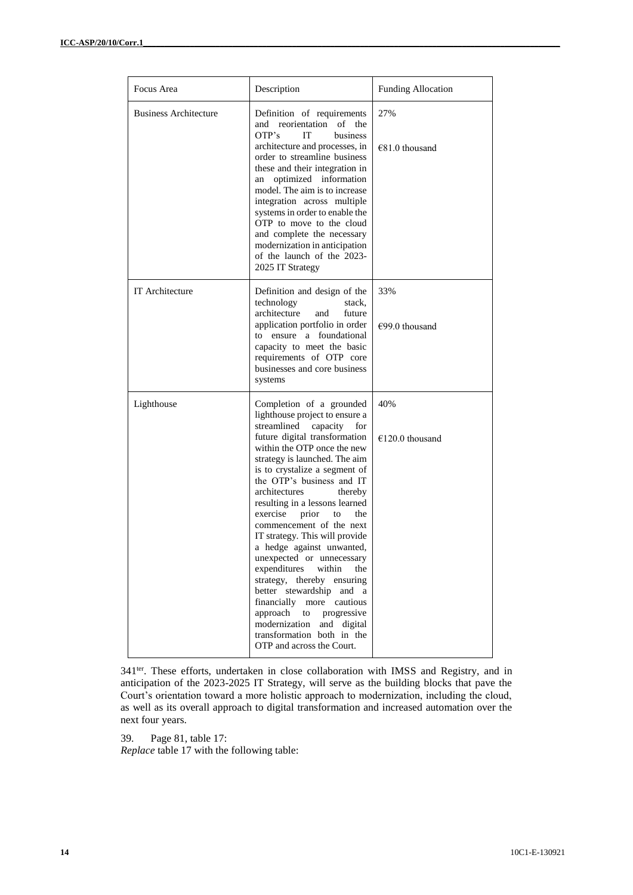| Focus Area | Description | Funding Allocation |
|---|---|---|
| Business Architecture | Definition of requirements and reorientation of the OTP's IT business architecture and processes, in order to streamline business these and their integration in an optimized information model. The aim is to increase integration across multiple systems in order to enable the OTP to move to the cloud and complete the necessary modernization in anticipation of the launch of the 2023-2025 IT Strategy | 27%<br><br>€81.0 thousand |
| IT Architecture | Definition and design of the technology stack, architecture and future application portfolio in order to ensure a foundational capacity to meet the basic requirements of OTP core businesses and core business systems | 33%<br><br>€99.0 thousand |
| Lighthouse | Completion of a grounded lighthouse project to ensure a streamlined capacity for future digital transformation within the OTP once the new strategy is launched. The aim is to crystalize a segment of the OTP's business and IT architectures thereby resulting in a lessons learned exercise prior to the commencement of the next IT strategy. This will provide a hedge against unwanted, unexpected or unnecessary expenditures within the strategy, thereby ensuring better stewardship and a financially more cautious approach to progressive modernization and digital transformation both in the OTP and across the Court. | 40%<br><br>€120.0 thousand |

341[ter]. These efforts, undertaken in close collaboration with IMSS and Registry, and in anticipation of the 2023-2025 IT Strategy, will serve as the building blocks that pave the Court's orientation toward a more holistic approach to modernization, including the cloud, as well as its overall approach to digital transformation and increased automation over the next four years.

39. Page 81, table 17:
*Replace* table 17 with the following table: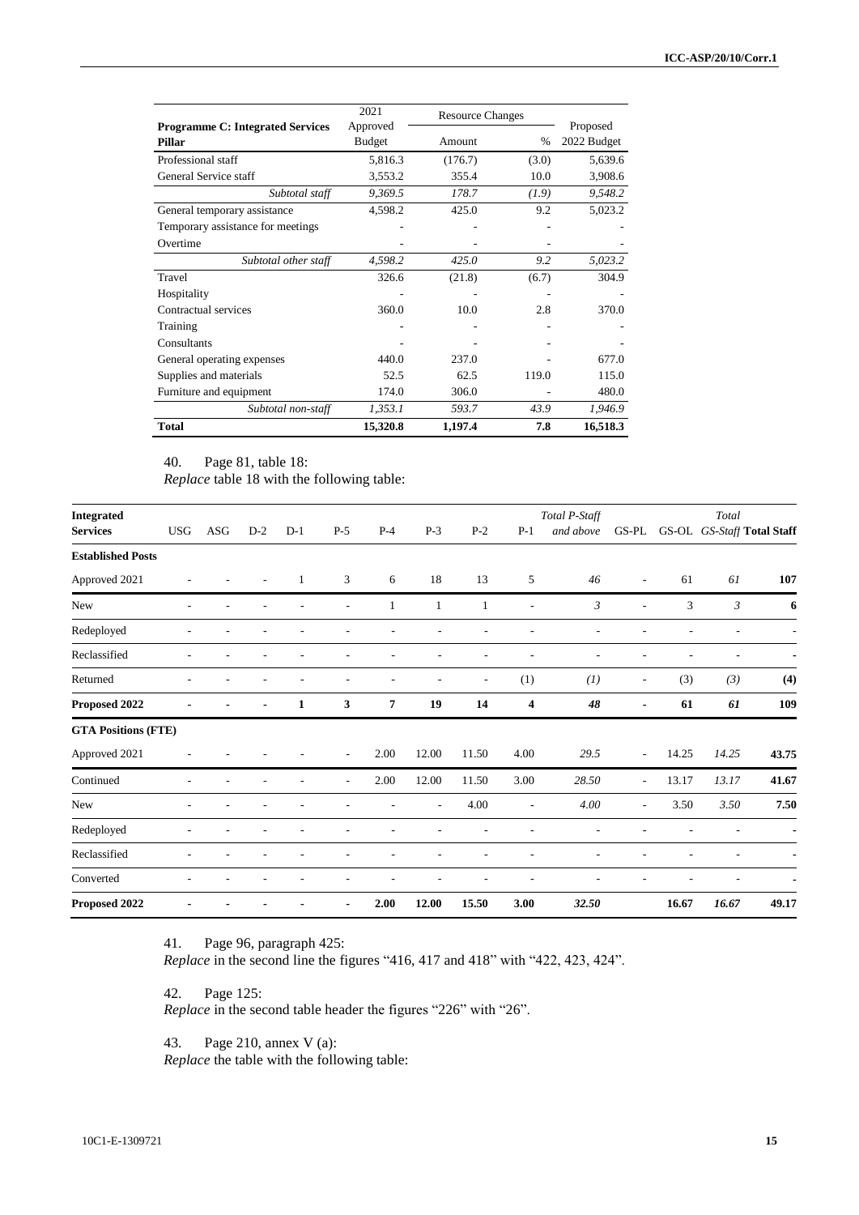| Programme C: Integrated Services Pillar | 2021 Approved Budget | Resource Changes | | Proposed 2022 Budget |
|---|---|---|---|---|
| | | Amount | % | |
| Professional staff | 5,816.3 | (176.7) | (3.0) | 5,639.6 |
| General Service staff | 3,553.2 | 355.4 | 10.0 | 3,908.6 |
| *Subtotal staff* | *9,369.5* | *178.7* | *(1.9)* | *9,548.2* |
| General temporary assistance | 4,598.2 | 425.0 | 9.2 | 5,023.2 |
| Temporary assistance for meetings | - | - | - | - |
| Overtime | - | - | - | - |
| *Subtotal other staff* | *4,598.2* | *425.0* | *9.2* | *5,023.2* |
| Travel | 326.6 | (21.8) | (6.7) | 304.9 |
| Hospitality | - | - | - | - |
| Contractual services | 360.0 | 10.0 | 2.8 | 370.0 |
| Training | - | - | - | - |
| Consultants | - | - | - | - |
| General operating expenses | 440.0 | 237.0 | - | 677.0 |
| Supplies and materials | 52.5 | 62.5 | 119.0 | 115.0 |
| Furniture and equipment | 174.0 | 306.0 | - | 480.0 |
| *Subtotal non-staff* | *1,353.1* | *593.7* | *43.9* | *1,946.9* |
| **Total** | **15,320.8** | **1,197.4** | **7.8** | **16,518.3** |

40. Page 81, table 18:
*Replace* table 18 with the following table:

| Integrated Services | USG | ASG | D-2 | D-1 | P-5 | P-4 | P-3 | P-2 | P-1 | *Total P-Staff and above* | GS-PL | GS-OL | *Total GS-Staff* | Total Staff |
|---|---|---|---|---|---|---|---|---|---|---|---|---|---|---|
| **Established Posts** | | | | | | | | | | | | | | |
| Approved 2021 | - | - | - | 1 | 3 | 6 | 18 | 13 | 5 | *46* | - | 61 | *61* | **107** |
| New | - | - | - | - | - | 1 | 1 | 1 | - | *3* | - | 3 | *3* | **6** |
| Redeployed | - | - | - | - | - | - | - | - | - | - | - | - | - | - |
| Reclassified | - | - | - | - | - | - | - | - | - | - | - | - | - | - |
| Returned | - | - | - | - | - | - | - | - | (1) | *(1)* | - | (3) | *(3)* | **(4)** |
| **Proposed 2022** | **-** | **-** | **-** | **1** | **3** | **7** | **19** | **14** | **4** | ***48*** | **-** | **61** | ***61*** | **109** |
| **GTA Positions (FTE)** | | | | | | | | | | | | | | |
| Approved 2021 | - | - | - | - | - | 2.00 | 12.00 | 11.50 | 4.00 | *29.5* | - | 14.25 | *14.25* | **43.75** |
| Continued | - | - | - | - | - | 2.00 | 12.00 | 11.50 | 3.00 | *28.50* | - | 13.17 | *13.17* | **41.67** |
| New | - | - | - | - | - | - | - | 4.00 | - | *4.00* | - | 3.50 | *3.50* | **7.50** |
| Redeployed | - | - | - | - | - | - | - | - | - | - | - | - | - | - |
| Reclassified | - | - | - | - | - | - | - | - | - | - | - | - | - | - |
| Converted | - | - | - | - | - | - | - | - | - | - | - | - | - | - |
| **Proposed 2022** | **-** | **-** | **-** | **-** | **-** | **2.00** | **12.00** | **15.50** | **3.00** | ***32.50*** | | **16.67** | ***16.67*** | **49.17** |

41. Page 96, paragraph 425:
*Replace* in the second line the figures "416, 417 and 418" with "422, 423, 424".

42. Page 125:
*Replace* in the second table header the figures "226" with "26".

43. Page 210, annex V (a):
*Replace* the table with the following table: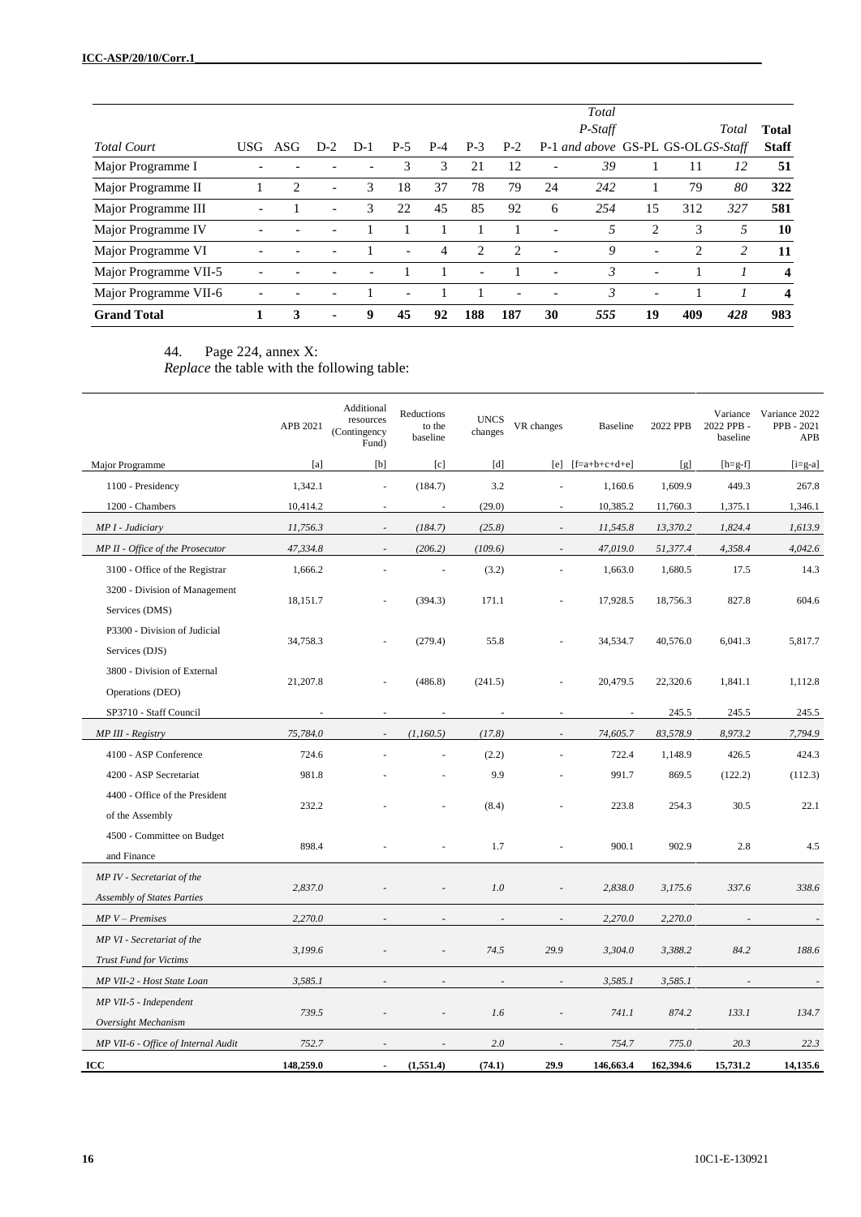| *Total Court* | USG | ASG | D-2 | D-1 | P-5 | P-4 | P-3 | P-2 | P-1 | *Total P-Staff and above* | GS-PL | GS-OL | *Total GS-Staff* | **Total Staff** |
|---|---|---|---|---|---|---|---|---|---|---|---|---|---|---|
| Major Programme I | - | - | - | - | 3 | 3 | 21 | 12 | - | *39* | 1 | 11 | *12* | **51** |
| Major Programme II | 1 | 2 | - | 3 | 18 | 37 | 78 | 79 | 24 | *242* | 1 | 79 | *80* | **322** |
| Major Programme III | - | 1 | - | 3 | 22 | 45 | 85 | 92 | 6 | *254* | 15 | 312 | *327* | **581** |
| Major Programme IV | - | - | - | 1 | 1 | 1 | 1 | 1 | - | *5* | 2 | 3 | *5* | **10** |
| Major Programme VI | - | - | - | 1 | - | 4 | 2 | 2 | - | *9* | - | 2 | *2* | **11** |
| Major Programme VII-5 | - | - | - | - | 1 | 1 | - | 1 | - | *3* | - | 1 | *1* | **4** |
| Major Programme VII-6 | - | - | - | 1 | - | 1 | 1 | - | - | *3* | - | 1 | *1* | **4** |
| **Grand Total** | **1** | **3** | **-** | **9** | **45** | **92** | **188** | **187** | **30** | ***555*** | **19** | **409** | ***428*** | **983** |

44. Page 224, annex X:
*Replace* the table with the following table:

| Major Programme | APB 2021 [a] | Additional resources (Contingency Fund) [b] | Reductions to the baseline [c] | UNCS changes [d] | VR changes [e] | Baseline [f=a+b+c+d+e] | 2022 PPB [g] | Variance 2022 PPB - baseline [h=g-f] | Variance 2022 PPB - 2021 APB [i=g-a] |
|---|---|---|---|---|---|---|---|---|---|
| 1100 - Presidency | 1,342.1 | - | (184.7) | 3.2 | - | 1,160.6 | 1,609.9 | 449.3 | 267.8 |
| 1200 - Chambers | 10,414.2 | - | - | (29.0) | - | 10,385.2 | 11,760.3 | 1,375.1 | 1,346.1 |
| *MP I - Judiciary* | *11,756.3* | *-* | *(184.7)* | *(25.8)* | *-* | *11,545.8* | *13,370.2* | *1,824.4* | *1,613.9* |
| *MP II - Office of the Prosecutor* | *47,334.8* | *-* | *(206.2)* | *(109.6)* | *-* | *47,019.0* | *51,377.4* | *4,358.4* | *4,042.6* |
| 3100 - Office of the Registrar | 1,666.2 | - | - | (3.2) | - | 1,663.0 | 1,680.5 | 17.5 | 14.3 |
| 3200 - Division of Management Services (DMS) | 18,151.7 | - | (394.3) | 171.1 | - | 17,928.5 | 18,756.3 | 827.8 | 604.6 |
| P3300 - Division of Judicial Services (DJS) | 34,758.3 | - | (279.4) | 55.8 | - | 34,534.7 | 40,576.0 | 6,041.3 | 5,817.7 |
| 3800 - Division of External Operations (DEO) | 21,207.8 | - | (486.8) | (241.5) | - | 20,479.5 | 22,320.6 | 1,841.1 | 1,112.8 |
| SP3710 - Staff Council | - | - | - | - | - | - | 245.5 | 245.5 | 245.5 |
| *MP III - Registry* | *75,784.0* | *-* | *(1,160.5)* | *(17.8)* | *-* | *74,605.7* | *83,578.9* | *8,973.2* | *7,794.9* |
| 4100 - ASP Conference | 724.6 | - | - | (2.2) | - | 722.4 | 1,148.9 | 426.5 | 424.3 |
| 4200 - ASP Secretariat | 981.8 | - | - | 9.9 | - | 991.7 | 869.5 | (122.2) | (112.3) |
| 4400 - Office of the President of the Assembly | 232.2 | - | - | (8.4) | - | 223.8 | 254.3 | 30.5 | 22.1 |
| 4500 - Committee on Budget and Finance | 898.4 | - | - | 1.7 | - | 900.1 | 902.9 | 2.8 | 4.5 |
| *MP IV - Secretariat of the Assembly of States Parties* | *2,837.0* | *-* | *-* | *1.0* | *-* | *2,838.0* | *3,175.6* | *337.6* | *338.6* |
| *MP V – Premises* | *2,270.0* | *-* | *-* | *-* | *-* | *2,270.0* | *2,270.0* | *-* | *-* |
| *MP VI - Secretariat of the Trust Fund for Victims* | *3,199.6* | *-* | *-* | *74.5* | *29.9* | *3,304.0* | *3,388.2* | *84.2* | *188.6* |
| *MP VII-2 - Host State Loan* | *3,585.1* | *-* | *-* | *-* | *-* | *3,585.1* | *3,585.1* | *-* | *-* |
| *MP VII-5 - Independent Oversight Mechanism* | *739.5* | *-* | *-* | *1.6* | *-* | *741.1* | *874.2* | *133.1* | *134.7* |
| *MP VII-6 - Office of Internal Audit* | *752.7* | *-* | *-* | *2.0* | *-* | *754.7* | *775.0* | *20.3* | *22.3* |
| **ICC** | **148,259.0** | **-** | **(1,551.4)** | **(74.1)** | **29.9** | **146,663.4** | **162,394.6** | **15,731.2** | **14,135.6** |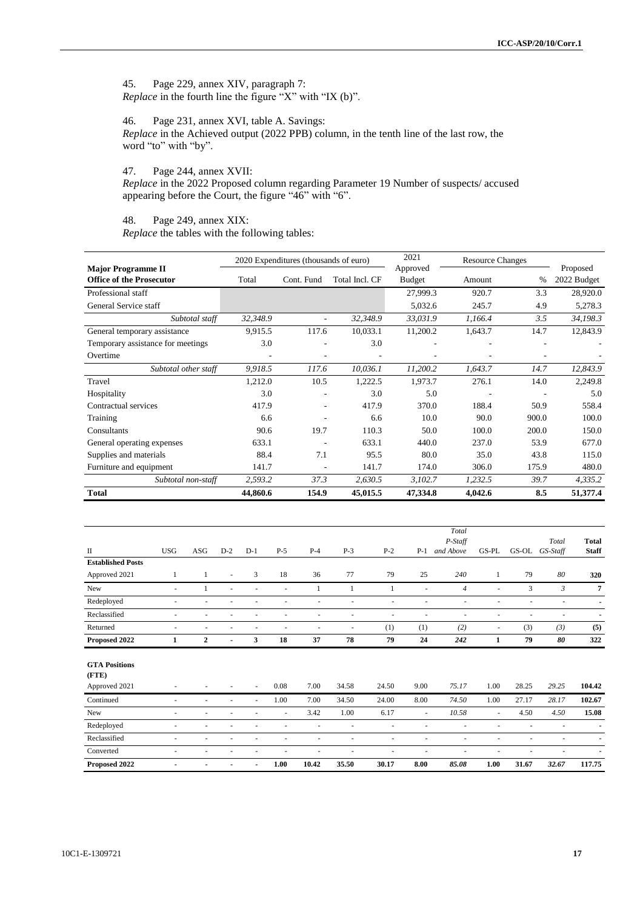45. Page 229, annex XIV, paragraph 7:
*Replace* in the fourth line the figure "X" with "IX (b)".

46. Page 231, annex XVI, table A. Savings:
*Replace* in the Achieved output (2022 PPB) column, in the tenth line of the last row, the word "to" with "by".

47. Page 244, annex XVII:
*Replace* in the 2022 Proposed column regarding Parameter 19 Number of suspects/ accused appearing before the Court, the figure "46" with "6".

48. Page 249, annex XIX:
*Replace* the tables with the following tables:

| Major Programme II<br>Office of the Prosecutor | 2020 Expenditures (thousands of euro) | | | 2021 Approved Budget | Resource Changes | | Proposed 2022 Budget |
|---|---|---|---|---|---|---|---|
| | Total | Cont. Fund | Total Incl. CF | | Amount | % | |
| Professional staff | | | | 27,999.3 | 920.7 | 3.3 | 28,920.0 |
| General Service staff | | | | 5,032.6 | 245.7 | 4.9 | 5,278.3 |
| *Subtotal staff* | *32,348.9* | - | *32,348.9* | *33,031.9* | *1,166.4* | *3.5* | *34,198.3* |
| General temporary assistance | 9,915.5 | 117.6 | 10,033.1 | 11,200.2 | 1,643.7 | 14.7 | 12,843.9 |
| Temporary assistance for meetings | 3.0 | - | 3.0 | - | - | - | - |
| Overtime | - | - | - | - | - | - | - |
| *Subtotal other staff* | *9,918.5* | *117.6* | *10,036.1* | *11,200.2* | *1,643.7* | *14.7* | *12,843.9* |
| Travel | 1,212.0 | 10.5 | 1,222.5 | 1,973.7 | 276.1 | 14.0 | 2,249.8 |
| Hospitality | 3.0 | - | 3.0 | 5.0 | - | - | 5.0 |
| Contractual services | 417.9 | - | 417.9 | 370.0 | 188.4 | 50.9 | 558.4 |
| Training | 6.6 | - | 6.6 | 10.0 | 90.0 | 900.0 | 100.0 |
| Consultants | 90.6 | 19.7 | 110.3 | 50.0 | 100.0 | 200.0 | 150.0 |
| General operating expenses | 633.1 | - | 633.1 | 440.0 | 237.0 | 53.9 | 677.0 |
| Supplies and materials | 88.4 | 7.1 | 95.5 | 80.0 | 35.0 | 43.8 | 115.0 |
| Furniture and equipment | 141.7 | - | 141.7 | 174.0 | 306.0 | 175.9 | 480.0 |
| *Subtotal non-staff* | *2,593.2* | *37.3* | *2,630.5* | *3,102.7* | *1,232.5* | *39.7* | *4,335.2* |
| **Total** | **44,860.6** | **154.9** | **45,015.5** | **47,334.8** | **4,042.6** | **8.5** | **51,377.4** |

| II | USG | ASG | D-2 | D-1 | P-5 | P-4 | P-3 | P-2 | P-1 | *Total P-Staff and Above* | GS-PL | GS-OL | *Total GS-Staff* | **Total Staff** |
|---|---|---|---|---|---|---|---|---|---|---|---|---|---|---|
| **Established Posts** | | | | | | | | | | | | | | |
| Approved 2021 | 1 | 1 | - | 3 | 18 | 36 | 77 | 79 | 25 | *240* | 1 | 79 | *80* | **320** |
| New | - | 1 | - | - | - | 1 | 1 | 1 | - | *4* | - | 3 | *3* | **7** |
| Redeployed | - | - | - | - | - | - | - | - | - | - | - | - | - | - |
| Reclassified | - | - | - | - | - | - | - | - | - | - | - | - | - | - |
| Returned | - | - | - | - | - | - | - | (1) | (1) | *(2)* | - | (3) | *(3)* | **(5)** |
| **Proposed 2022** | **1** | **2** | **-** | **3** | **18** | **37** | **78** | **79** | **24** | ***242*** | **1** | **79** | ***80*** | **322** |
| **GTA Positions (FTE)** | | | | | | | | | | | | | | |
| Approved 2021 | - | - | - | - | 0.08 | 7.00 | 34.58 | 24.50 | 9.00 | *75.17* | 1.00 | 28.25 | *29.25* | **104.42** |
| Continued | - | - | - | - | 1.00 | 7.00 | 34.50 | 24.00 | 8.00 | *74.50* | 1.00 | 27.17 | *28.17* | **102.67** |
| New | - | - | - | - | - | 3.42 | 1.00 | 6.17 | - | *10.58* | - | 4.50 | *4.50* | **15.08** |
| Redeployed | - | - | - | - | - | - | - | - | - | - | - | - | - | - |
| Reclassified | - | - | - | - | - | - | - | - | - | - | - | - | - | - |
| Converted | - | - | - | - | - | - | - | - | - | - | - | - | - | - |
| **Proposed 2022** | **-** | **-** | **-** | **-** | **1.00** | **10.42** | **35.50** | **30.17** | **8.00** | ***85.08*** | **1.00** | **31.67** | ***32.67*** | **117.75** |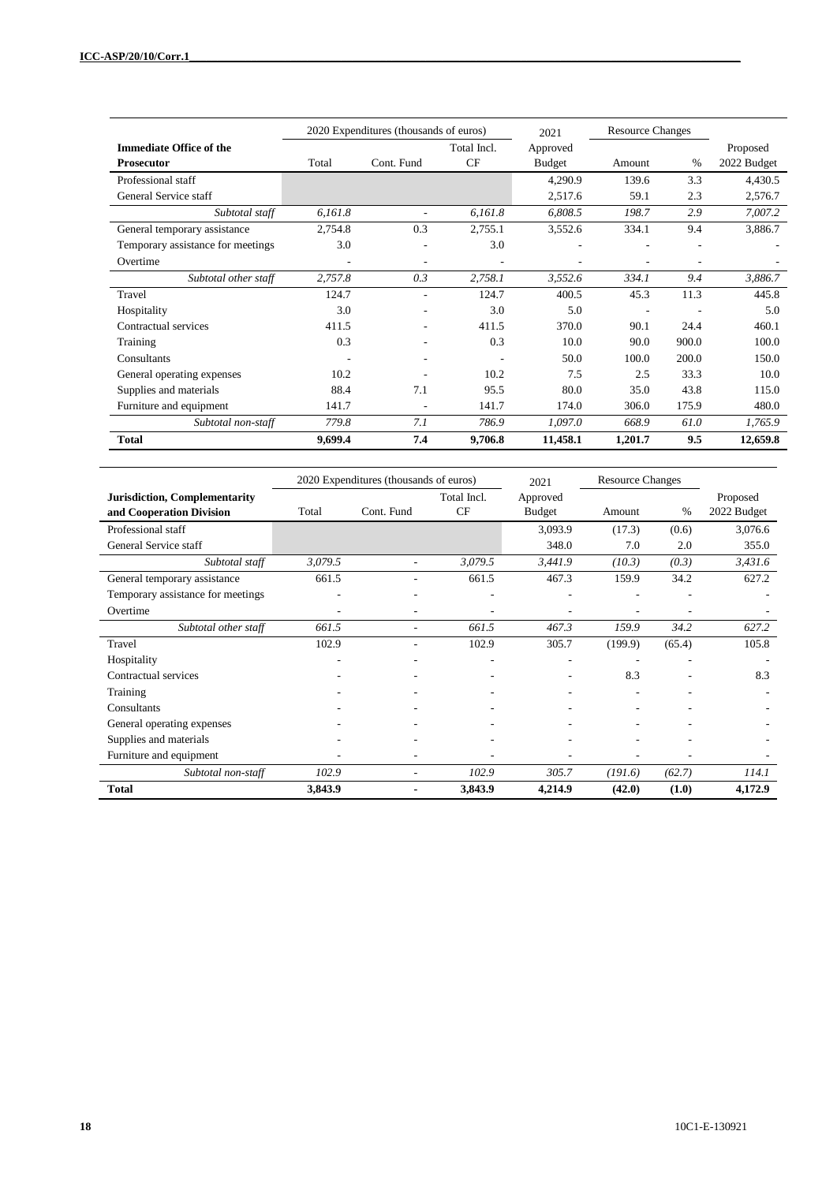| Immediate Office of the Prosecutor | 2020 Expenditures (thousands of euros) | | | 2021 Approved Budget | Resource Changes | | Proposed 2022 Budget |
|---|---|---|---|---|---|---|---|
| | Total | Cont. Fund | Total Incl. CF | | Amount | % | |
| Professional staff | | | | 4,290.9 | 139.6 | 3.3 | 4,430.5 |
| General Service staff | | | | 2,517.6 | 59.1 | 2.3 | 2,576.7 |
| *Subtotal staff* | *6,161.8* | - | *6,161.8* | *6,808.5* | *198.7* | *2.9* | *7,007.2* |
| General temporary assistance | 2,754.8 | 0.3 | 2,755.1 | 3,552.6 | 334.1 | 9.4 | 3,886.7 |
| Temporary assistance for meetings | 3.0 | - | 3.0 | - | - | - | - |
| Overtime | - | - | - | - | - | - | - |
| *Subtotal other staff* | *2,757.8* | *0.3* | *2,758.1* | *3,552.6* | *334.1* | *9.4* | *3,886.7* |
| Travel | 124.7 | - | 124.7 | 400.5 | 45.3 | 11.3 | 445.8 |
| Hospitality | 3.0 | - | 3.0 | 5.0 | - | - | 5.0 |
| Contractual services | 411.5 | - | 411.5 | 370.0 | 90.1 | 24.4 | 460.1 |
| Training | 0.3 | - | 0.3 | 10.0 | 90.0 | 900.0 | 100.0 |
| Consultants | - | - | - | 50.0 | 100.0 | 200.0 | 150.0 |
| General operating expenses | 10.2 | - | 10.2 | 7.5 | 2.5 | 33.3 | 10.0 |
| Supplies and materials | 88.4 | 7.1 | 95.5 | 80.0 | 35.0 | 43.8 | 115.0 |
| Furniture and equipment | 141.7 | - | 141.7 | 174.0 | 306.0 | 175.9 | 480.0 |
| *Subtotal non-staff* | *779.8* | *7.1* | *786.9* | *1,097.0* | *668.9* | *61.0* | *1,765.9* |
| **Total** | **9,699.4** | **7.4** | **9,706.8** | **11,458.1** | **1,201.7** | **9.5** | **12,659.8** |

| Jurisdiction, Complementarity and Cooperation Division | 2020 Expenditures (thousands of euros) | | | 2021 Approved Budget | Resource Changes | | Proposed 2022 Budget |
|---|---|---|---|---|---|---|---|
| | Total | Cont. Fund | Total Incl. CF | | Amount | % | |
| Professional staff | | | | 3,093.9 | (17.3) | (0.6) | 3,076.6 |
| General Service staff | | | | 348.0 | 7.0 | 2.0 | 355.0 |
| *Subtotal staff* | *3,079.5* | - | *3,079.5* | *3,441.9* | *(10.3)* | *(0.3)* | *3,431.6* |
| General temporary assistance | 661.5 | - | 661.5 | 467.3 | 159.9 | 34.2 | 627.2 |
| Temporary assistance for meetings | - | - | - | - | - | - | - |
| Overtime | - | - | - | - | - | - | - |
| *Subtotal other staff* | *661.5* | - | *661.5* | *467.3* | *159.9* | *34.2* | *627.2* |
| Travel | 102.9 | - | 102.9 | 305.7 | (199.9) | (65.4) | 105.8 |
| Hospitality | - | - | - | - | - | - | - |
| Contractual services | - | - | - | - | 8.3 | - | 8.3 |
| Training | - | - | - | - | - | - | - |
| Consultants | - | - | - | - | - | - | - |
| General operating expenses | - | - | - | - | - | - | - |
| Supplies and materials | - | - | - | - | - | - | - |
| Furniture and equipment | - | - | - | - | - | - | - |
| *Subtotal non-staff* | *102.9* | - | *102.9* | *305.7* | *(191.6)* | *(62.7)* | *114.1* |
| **Total** | **3,843.9** | **-** | **3,843.9** | **4,214.9** | **(42.0)** | **(1.0)** | **4,172.9** |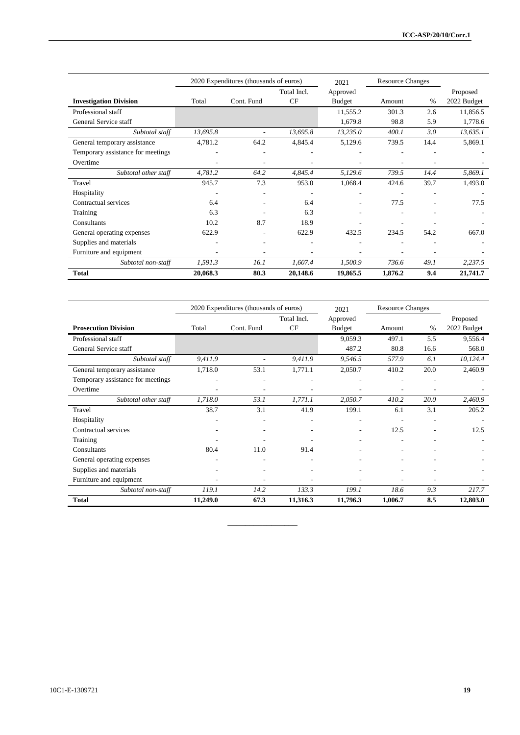| | 2020 Expenditures (thousands of euros) | | | 2021 | Resource Changes | | |
|---|---|---|---|---|---|---|---|
| **Investigation Division** | Total | Cont. Fund | Total Incl. CF | Approved Budget | Amount | % | Proposed 2022 Budget |
| Professional staff | | | | 11,555.2 | 301.3 | 2.6 | 11,856.5 |
| General Service staff | | | | 1,679.8 | 98.8 | 5.9 | 1,778.6 |
| *Subtotal staff* | *13,695.8* | - | *13,695.8* | *13,235.0* | *400.1* | *3.0* | *13,635.1* |
| General temporary assistance | 4,781.2 | 64.2 | 4,845.4 | 5,129.6 | 739.5 | 14.4 | 5,869.1 |
| Temporary assistance for meetings | - | - | - | - | - | - | - |
| Overtime | - | - | - | - | - | - | - |
| *Subtotal other staff* | *4,781.2* | *64.2* | *4,845.4* | *5,129.6* | *739.5* | *14.4* | *5,869.1* |
| Travel | 945.7 | 7.3 | 953.0 | 1,068.4 | 424.6 | 39.7 | 1,493.0 |
| Hospitality | - | - | - | - | - | - | - |
| Contractual services | 6.4 | - | 6.4 | - | 77.5 | - | 77.5 |
| Training | 6.3 | - | 6.3 | - | - | - | - |
| Consultants | 10.2 | 8.7 | 18.9 | - | - | - | - |
| General operating expenses | 622.9 | - | 622.9 | 432.5 | 234.5 | 54.2 | 667.0 |
| Supplies and materials | - | - | - | - | - | - | - |
| Furniture and equipment | - | - | - | - | - | - | - |
| *Subtotal non-staff* | *1,591.3* | *16.1* | *1,607.4* | *1,500.9* | *736.6* | *49.1* | *2,237.5* |
| **Total** | **20,068.3** | **80.3** | **20,148.6** | **19,865.5** | **1,876.2** | **9.4** | **21,741.7** |

| | 2020 Expenditures (thousands of euros) | | | 2021 | Resource Changes | | |
|---|---|---|---|---|---|---|---|
| **Prosecution Division** | Total | Cont. Fund | Total Incl. CF | Approved Budget | Amount | % | Proposed 2022 Budget |
| Professional staff | | | | 9,059.3 | 497.1 | 5.5 | 9,556.4 |
| General Service staff | | | | 487.2 | 80.8 | 16.6 | 568.0 |
| *Subtotal staff* | *9,411.9* | - | *9,411.9* | *9,546.5* | *577.9* | *6.1* | *10,124.4* |
| General temporary assistance | 1,718.0 | 53.1 | 1,771.1 | 2,050.7 | 410.2 | 20.0 | 2,460.9 |
| Temporary assistance for meetings | - | - | - | - | - | - | - |
| Overtime | - | - | - | - | - | - | - |
| *Subtotal other staff* | *1,718.0* | *53.1* | *1,771.1* | *2,050.7* | *410.2* | *20.0* | *2,460.9* |
| Travel | 38.7 | 3.1 | 41.9 | 199.1 | 6.1 | 3.1 | 205.2 |
| Hospitality | - | - | - | - | - | - | - |
| Contractual services | - | - | - | - | 12.5 | - | 12.5 |
| Training | - | - | - | - | - | - | - |
| Consultants | 80.4 | 11.0 | 91.4 | - | - | - | - |
| General operating expenses | - | - | - | - | - | - | - |
| Supplies and materials | - | - | - | - | - | - | - |
| Furniture and equipment | - | - | - | - | - | - | - |
| *Subtotal non-staff* | *119.1* | *14.2* | *133.3* | *199.1* | *18.6* | *9.3* | *217.7* |
| **Total** | **11,249.0** | **67.3** | **11,316.3** | **11,796.3** | **1,006.7** | **8.5** | **12,803.0** |

____________________